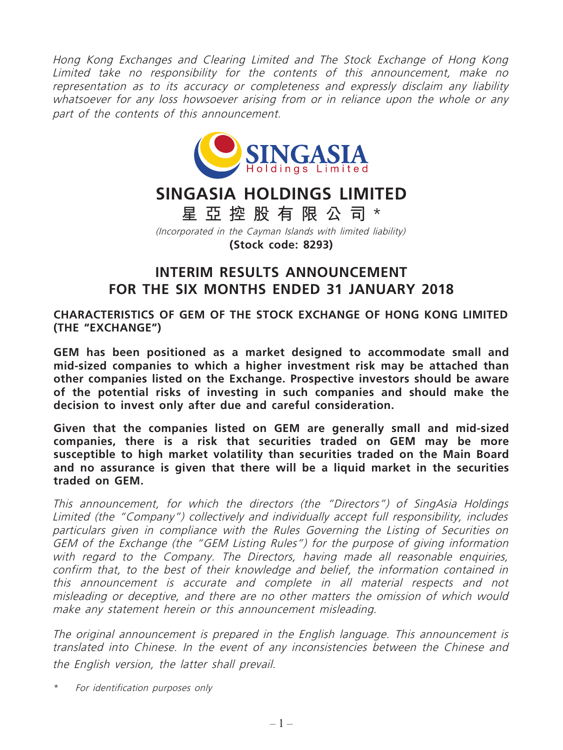*Hong Kong Exchanges and Clearing Limited and The Stock Exchange of Hong Kong Limited take no responsibility for the contents of this announcement, make no representation as to its accuracy or completeness and expressly disclaim any liability whatsoever for any loss howsoever arising from or in reliance upon the whole or any part of the contents of this announcement.*

# SINGASIA HOLDINGS LIMITED

# 星亞控股有限公司 *

*(Incorporated in the Cayman Islands with limited liability)*

**(Stock code: 8293)**

## INTERIM RESULTS ANNOUNCEMENT FOR THE SIX MONTHS ENDED 31 JANUARY 2018

**CHARACTERISTICS OF GEM OF THE STOCK EXCHANGE OF HONG KONG LIMITED (THE "EXCHANGE")**

**GEM has been positioned as a market designed to accommodate small and mid-sized companies to which a higher investment risk may be attached than other companies listed on the Exchange. Prospective investors should be aware of the potential risks of investing in such companies and should make the decision to invest only after due and careful consideration.**

**Given that the companies listed on GEM are generally small and mid-sized companies, there is a risk that securities traded on GEM may be more susceptible to high market volatility than securities traded on the Main Board and no assurance is given that there will be a liquid market in the securities traded on GEM.**

*This announcement, for which the directors (the "Directors") of SingAsia Holdings Limited (the "Company") collectively and individually accept full responsibility, includes particulars given in compliance with the Rules Governing the Listing of Securities on GEM of the Exchange (the "GEM Listing Rules") for the purpose of giving information with regard to the Company. The Directors, having made all reasonable enquiries, confirm that, to the best of their knowledge and belief, the information contained in this announcement is accurate and complete in all material respects and not misleading or deceptive, and there are no other matters the omission of which would make any statement herein or this announcement misleading.*

*The original announcement is prepared in the English language. This announcement is translated into Chinese. In the event of any inconsistencies between the Chinese and the English version, the latter shall prevail.*

\* *For identification purposes only*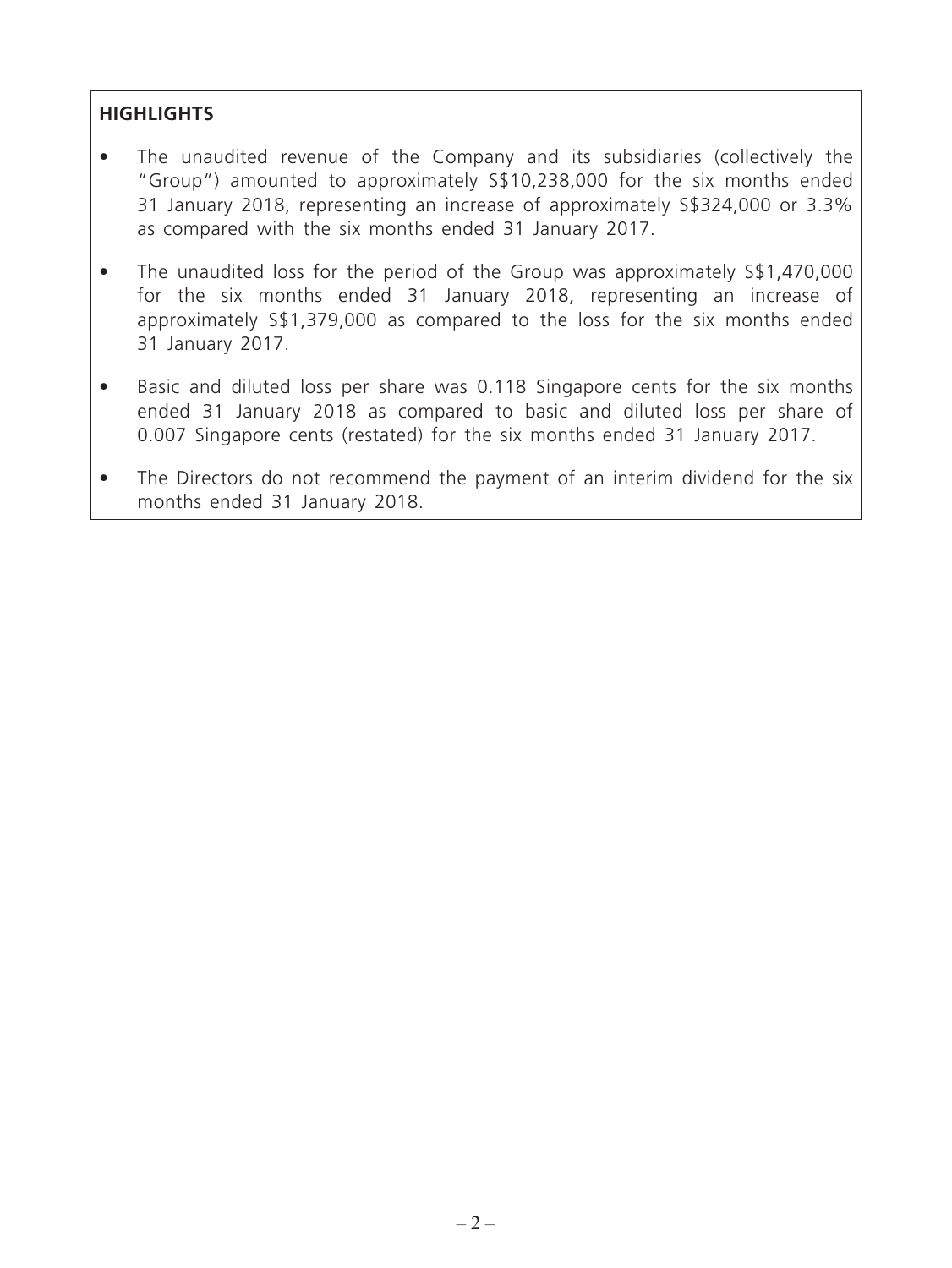## HIGHLIGHTS

- The unaudited revenue of the Company and its subsidiaries (collectively the "Group") amounted to approximately S$10,238,000 for the six months ended 31 January 2018, representing an increase of approximately S$324,000 or 3.3% as compared with the six months ended 31 January 2017.
- The unaudited loss for the period of the Group was approximately S$1,470,000 for the six months ended 31 January 2018, representing an increase of approximately S$1,379,000 as compared to the loss for the six months ended 31 January 2017.
- Basic and diluted loss per share was 0.118 Singapore cents for the six months ended 31 January 2018 as compared to basic and diluted loss per share of 0.007 Singapore cents (restated) for the six months ended 31 January 2017.
- The Directors do not recommend the payment of an interim dividend for the six months ended 31 January 2018.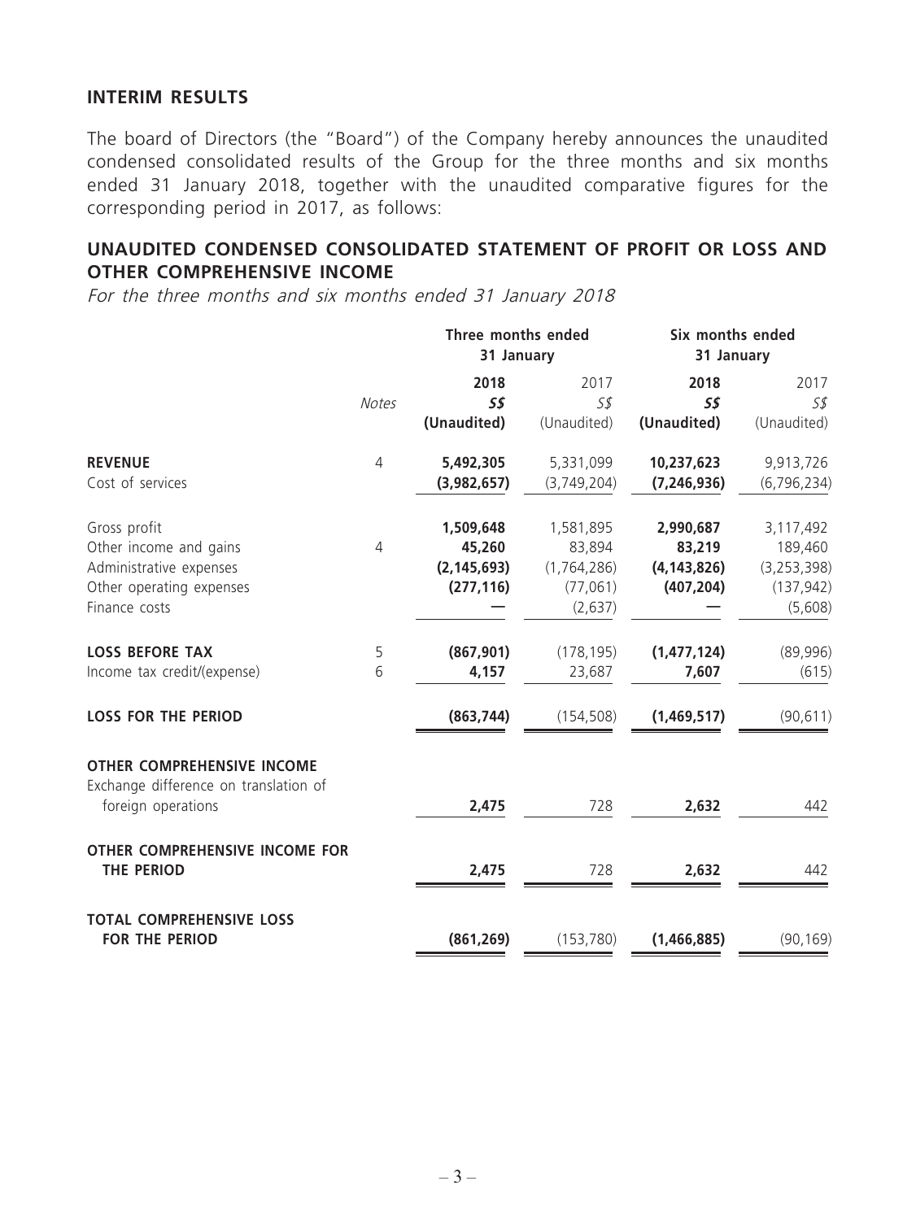## INTERIM RESULTS

The board of Directors (the "Board") of the Company hereby announces the unaudited condensed consolidated results of the Group for the three months and six months ended 31 January 2018, together with the unaudited comparative figures for the corresponding period in 2017, as follows:

## UNAUDITED CONDENSED CONSOLIDATED STATEMENT OF PROFIT OR LOSS AND OTHER COMPREHENSIVE INCOME

*For the three months and six months ended 31 January 2018*

| | | Three months ended 31 January | | Six months ended 31 January | |
|---|---|---|---|---|---|
| | *Notes* | **2018** | 2017 | **2018** | 2017 |
| | | ***S$*** | *S$* | ***S$*** | *S$* |
| | | **(Unaudited)** | (Unaudited) | **(Unaudited)** | (Unaudited) |
| **REVENUE** | 4 | **5,492,305** | 5,331,099 | **10,237,623** | 9,913,726 |
| Cost of services | | **(3,982,657)** | (3,749,204) | **(7,246,936)** | (6,796,234) |
| Gross profit | | **1,509,648** | 1,581,895 | **2,990,687** | 3,117,492 |
| Other income and gains | 4 | **45,260** | 83,894 | **83,219** | 189,460 |
| Administrative expenses | | **(2,145,693)** | (1,764,286) | **(4,143,826)** | (3,253,398) |
| Other operating expenses | | **(277,116)** | (77,061) | **(407,204)** | (137,942) |
| Finance costs | | **—** | (2,637) | **—** | (5,608) |
| **LOSS BEFORE TAX** | 5 | **(867,901)** | (178,195) | **(1,477,124)** | (89,996) |
| Income tax credit/(expense) | 6 | **4,157** | 23,687 | **7,607** | (615) |
| **LOSS FOR THE PERIOD** | | **(863,744)** | (154,508) | **(1,469,517)** | (90,611) |
| **OTHER COMPREHENSIVE INCOME** | | | | | |
| Exchange difference on translation of foreign operations | | **2,475** | 728 | **2,632** | 442 |
| **OTHER COMPREHENSIVE INCOME FOR THE PERIOD** | | **2,475** | 728 | **2,632** | 442 |
| **TOTAL COMPREHENSIVE LOSS FOR THE PERIOD** | | **(861,269)** | (153,780) | **(1,466,885)** | (90,169) |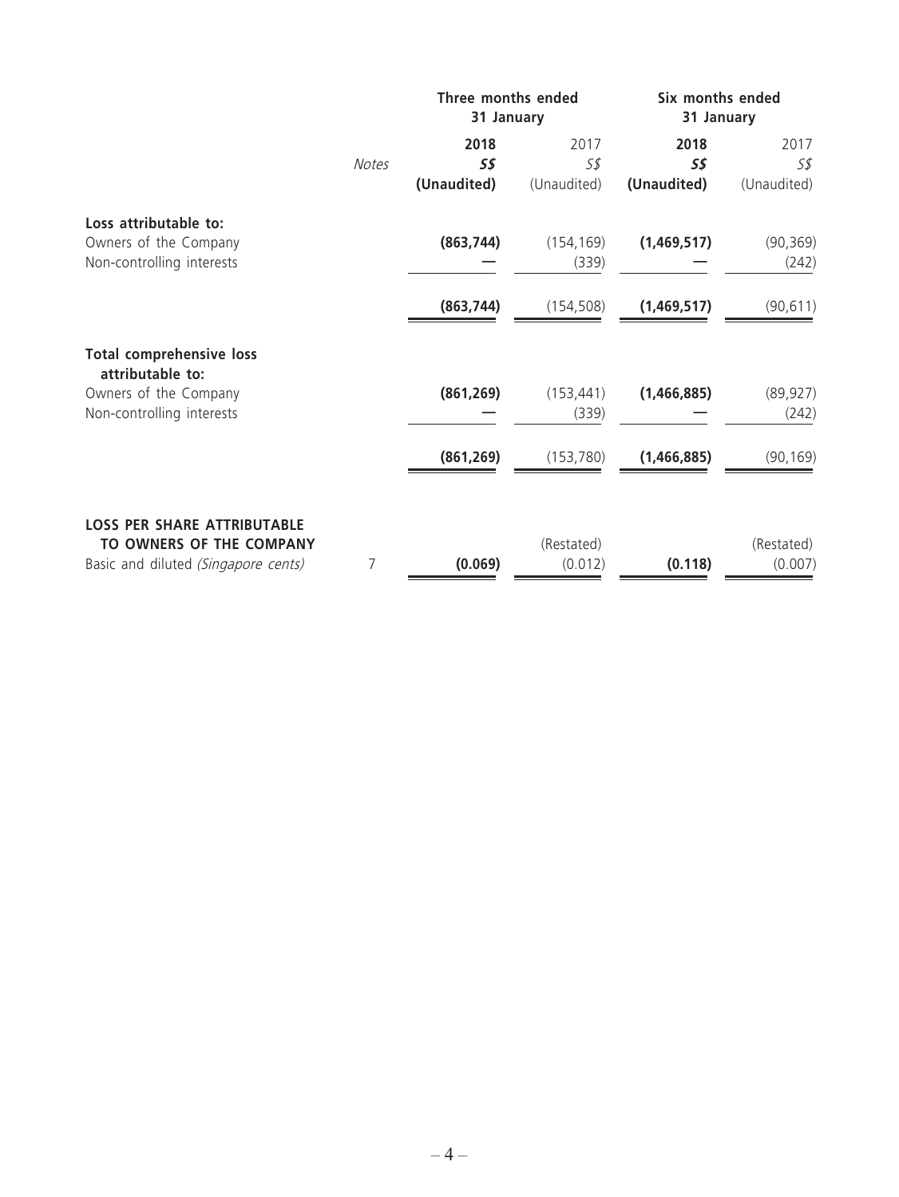| | Notes | Three months ended 31 January | | Six months ended 31 January | |
|---|---|---|---|---|---|
| | | **2018** | 2017 | **2018** | 2017 |
| | | ***S$*** | *S$* | ***S$*** | *S$* |
| | | **(Unaudited)** | (Unaudited) | **(Unaudited)** | (Unaudited) |
| **Loss attributable to:** | | | | | |
| Owners of the Company | | **(863,744)** | (154,169) | **(1,469,517)** | (90,369) |
| Non-controlling interests | | **—** | (339) | **—** | (242) |
| | | **(863,744)** | (154,508) | **(1,469,517)** | (90,611) |
| **Total comprehensive loss attributable to:** | | | | | |
| Owners of the Company | | **(861,269)** | (153,441) | **(1,466,885)** | (89,927) |
| Non-controlling interests | | **—** | (339) | **—** | (242) |
| | | **(861,269)** | (153,780) | **(1,466,885)** | (90,169) |
| **LOSS PER SHARE ATTRIBUTABLE TO OWNERS OF THE COMPANY** | | | (Restated) | | (Restated) |
| Basic and diluted *(Singapore cents)* | 7 | **(0.069)** | (0.012) | **(0.118)** | (0.007) |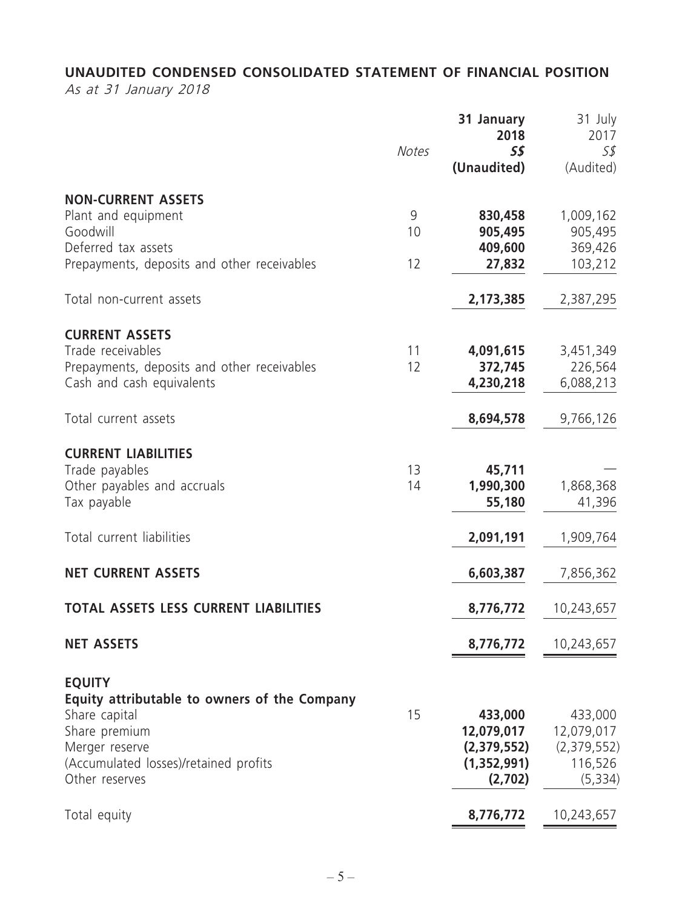## UNAUDITED CONDENSED CONSOLIDATED STATEMENT OF FINANCIAL POSITION

*As at 31 January 2018*

| | *Notes* | **31 January 2018** | 31 July 2017 |
|---|---|---|---|
| | | ***S$*** | *S$* |
| | | **(Unaudited)** | (Audited) |
| **NON-CURRENT ASSETS** | | | |
| Plant and equipment | 9 | **830,458** | 1,009,162 |
| Goodwill | 10 | **905,495** | 905,495 |
| Deferred tax assets | | **409,600** | 369,426 |
| Prepayments, deposits and other receivables | 12 | **27,832** | 103,212 |
| Total non-current assets | | **2,173,385** | 2,387,295 |
| **CURRENT ASSETS** | | | |
| Trade receivables | 11 | **4,091,615** | 3,451,349 |
| Prepayments, deposits and other receivables | 12 | **372,745** | 226,564 |
| Cash and cash equivalents | | **4,230,218** | 6,088,213 |
| Total current assets | | **8,694,578** | 9,766,126 |
| **CURRENT LIABILITIES** | | | |
| Trade payables | 13 | **45,711** | — |
| Other payables and accruals | 14 | **1,990,300** | 1,868,368 |
| Tax payable | | **55,180** | 41,396 |
| Total current liabilities | | **2,091,191** | 1,909,764 |
| **NET CURRENT ASSETS** | | **6,603,387** | 7,856,362 |
| **TOTAL ASSETS LESS CURRENT LIABILITIES** | | **8,776,772** | 10,243,657 |
| **NET ASSETS** | | **8,776,772** | 10,243,657 |
| **EQUITY** | | | |
| **Equity attributable to owners of the Company** | | | |
| Share capital | 15 | **433,000** | 433,000 |
| Share premium | | **12,079,017** | 12,079,017 |
| Merger reserve | | **(2,379,552)** | (2,379,552) |
| (Accumulated losses)/retained profits | | **(1,352,991)** | 116,526 |
| Other reserves | | **(2,702)** | (5,334) |
| Total equity | | **8,776,772** | 10,243,657 |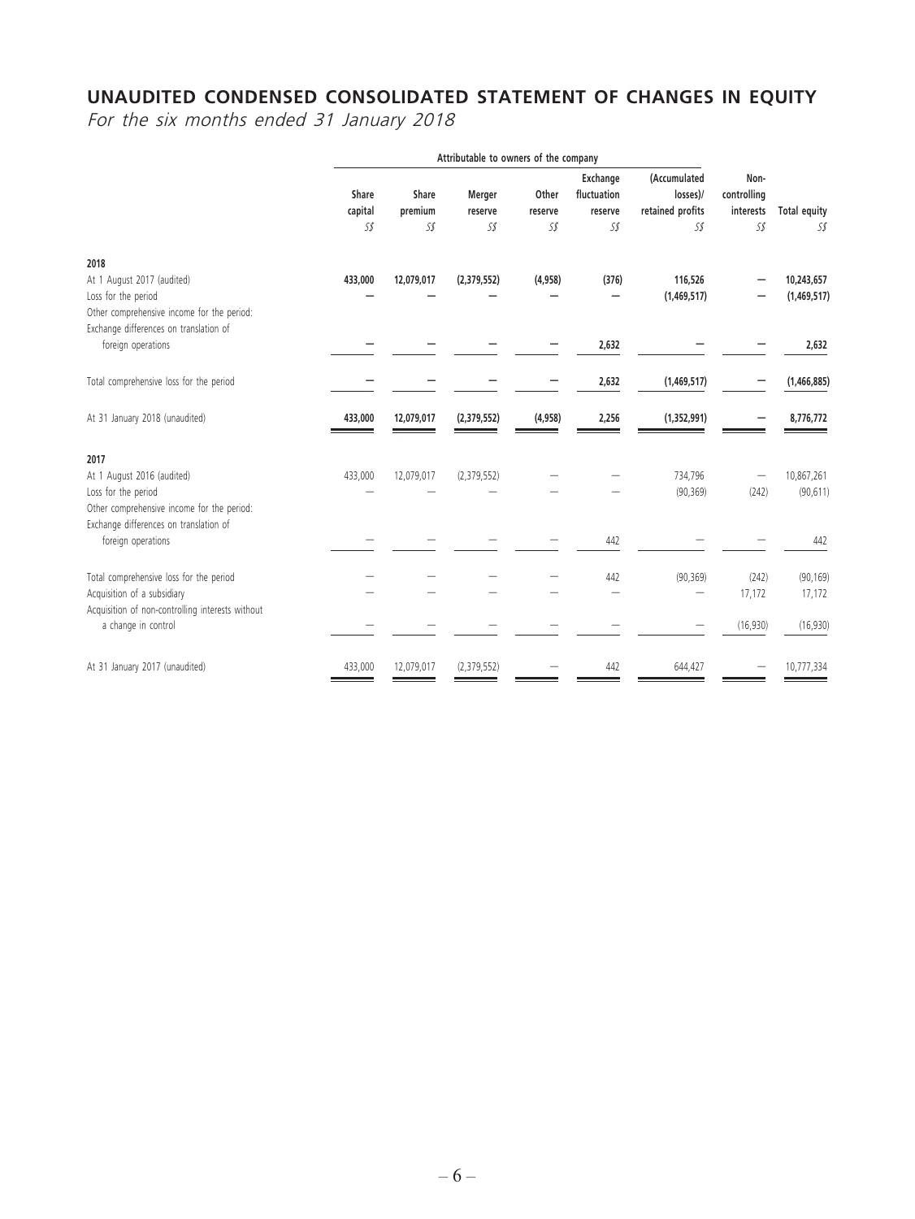# UNAUDITED CONDENSED CONSOLIDATED STATEMENT OF CHANGES IN EQUITY

*For the six months ended 31 January 2018*

| | Attributable to owners of the company | | | | | | | |
|---|---|---|---|---|---|---|---|---|
| | Share capital S$ | Share premium S$ | Merger reserve S$ | Other reserve S$ | Exchange fluctuation reserve S$ | (Accumulated losses)/ retained profits S$ | Non-controlling interests S$ | Total equity S$ |
| **2018** | | | | | | | | |
| At 1 August 2017 (audited) | **433,000** | **12,079,017** | **(2,379,552)** | **(4,958)** | **(376)** | **116,526** | **—** | **10,243,657** |
| Loss for the period | **—** | **—** | **—** | **—** | **—** | **(1,469,517)** | **—** | **(1,469,517)** |
| Other comprehensive income for the period: | | | | | | | | |
| Exchange differences on translation of foreign operations | **—** | **—** | **—** | **—** | **2,632** | **—** | **—** | **2,632** |
| Total comprehensive loss for the period | **—** | **—** | **—** | **—** | **2,632** | **(1,469,517)** | **—** | **(1,466,885)** |
| At 31 January 2018 (unaudited) | **433,000** | **12,079,017** | **(2,379,552)** | **(4,958)** | **2,256** | **(1,352,991)** | **—** | **8,776,772** |
| **2017** | | | | | | | | |
| At 1 August 2016 (audited) | 433,000 | 12,079,017 | (2,379,552) | — | — | 734,796 | — | 10,867,261 |
| Loss for the period | — | — | — | — | — | (90,369) | (242) | (90,611) |
| Other comprehensive income for the period: | | | | | | | | |
| Exchange differences on translation of foreign operations | — | — | — | — | 442 | — | — | 442 |
| Total comprehensive loss for the period | — | — | — | — | 442 | (90,369) | (242) | (90,169) |
| Acquisition of a subsidiary | — | — | — | — | — | — | 17,172 | 17,172 |
| Acquisition of non-controlling interests without a change in control | — | — | — | — | — | — | (16,930) | (16,930) |
| At 31 January 2017 (unaudited) | 433,000 | 12,079,017 | (2,379,552) | — | 442 | 644,427 | — | 10,777,334 |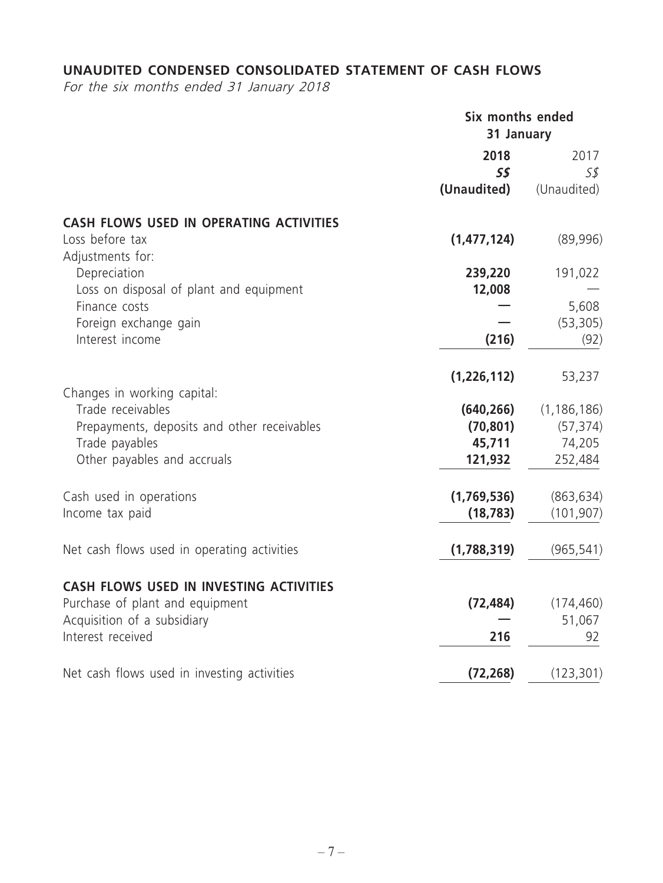## UNAUDITED CONDENSED CONSOLIDATED STATEMENT OF CASH FLOWS

*For the six months ended 31 January 2018*

| | Six months ended 31 January | |
|---|---|---|
| | **2018** | 2017 |
| | ***S$*** | *S$* |
| | **(Unaudited)** | (Unaudited) |
| **CASH FLOWS USED IN OPERATING ACTIVITIES** | | |
| Loss before tax | **(1,477,124)** | (89,996) |
| Adjustments for: | | |
| Depreciation | **239,220** | 191,022 |
| Loss on disposal of plant and equipment | **12,008** | — |
| Finance costs | **—** | 5,608 |
| Foreign exchange gain | **—** | (53,305) |
| Interest income | **(216)** | (92) |
| | **(1,226,112)** | 53,237 |
| Changes in working capital: | | |
| Trade receivables | **(640,266)** | (1,186,186) |
| Prepayments, deposits and other receivables | **(70,801)** | (57,374) |
| Trade payables | **45,711** | 74,205 |
| Other payables and accruals | **121,932** | 252,484 |
| Cash used in operations | **(1,769,536)** | (863,634) |
| Income tax paid | **(18,783)** | (101,907) |
| Net cash flows used in operating activities | **(1,788,319)** | (965,541) |
| **CASH FLOWS USED IN INVESTING ACTIVITIES** | | |
| Purchase of plant and equipment | **(72,484)** | (174,460) |
| Acquisition of a subsidiary | **—** | 51,067 |
| Interest received | **216** | 92 |
| Net cash flows used in investing activities | **(72,268)** | (123,301) |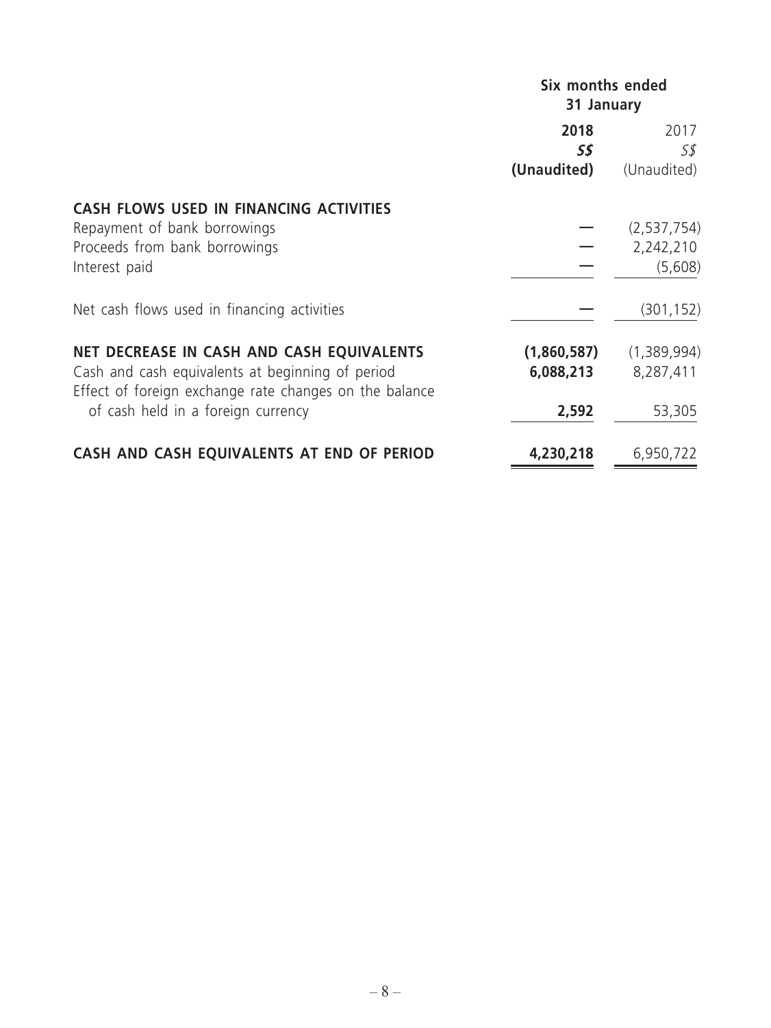| | Six months ended 31 January | |
|---|---|---|
| | **2018** | 2017 |
| | ***S$*** | *S$* |
| | **(Unaudited)** | (Unaudited) |
| **CASH FLOWS USED IN FINANCING ACTIVITIES** | | |
| Repayment of bank borrowings | — | (2,537,754) |
| Proceeds from bank borrowings | — | 2,242,210 |
| Interest paid | — | (5,608) |
| Net cash flows used in financing activities | — | (301,152) |
| **NET DECREASE IN CASH AND CASH EQUIVALENTS** | **(1,860,587)** | (1,389,994) |
| Cash and cash equivalents at beginning of period | **6,088,213** | 8,287,411 |
| Effect of foreign exchange rate changes on the balance of cash held in a foreign currency | **2,592** | 53,305 |
| **CASH AND CASH EQUIVALENTS AT END OF PERIOD** | **4,230,218** | 6,950,722 |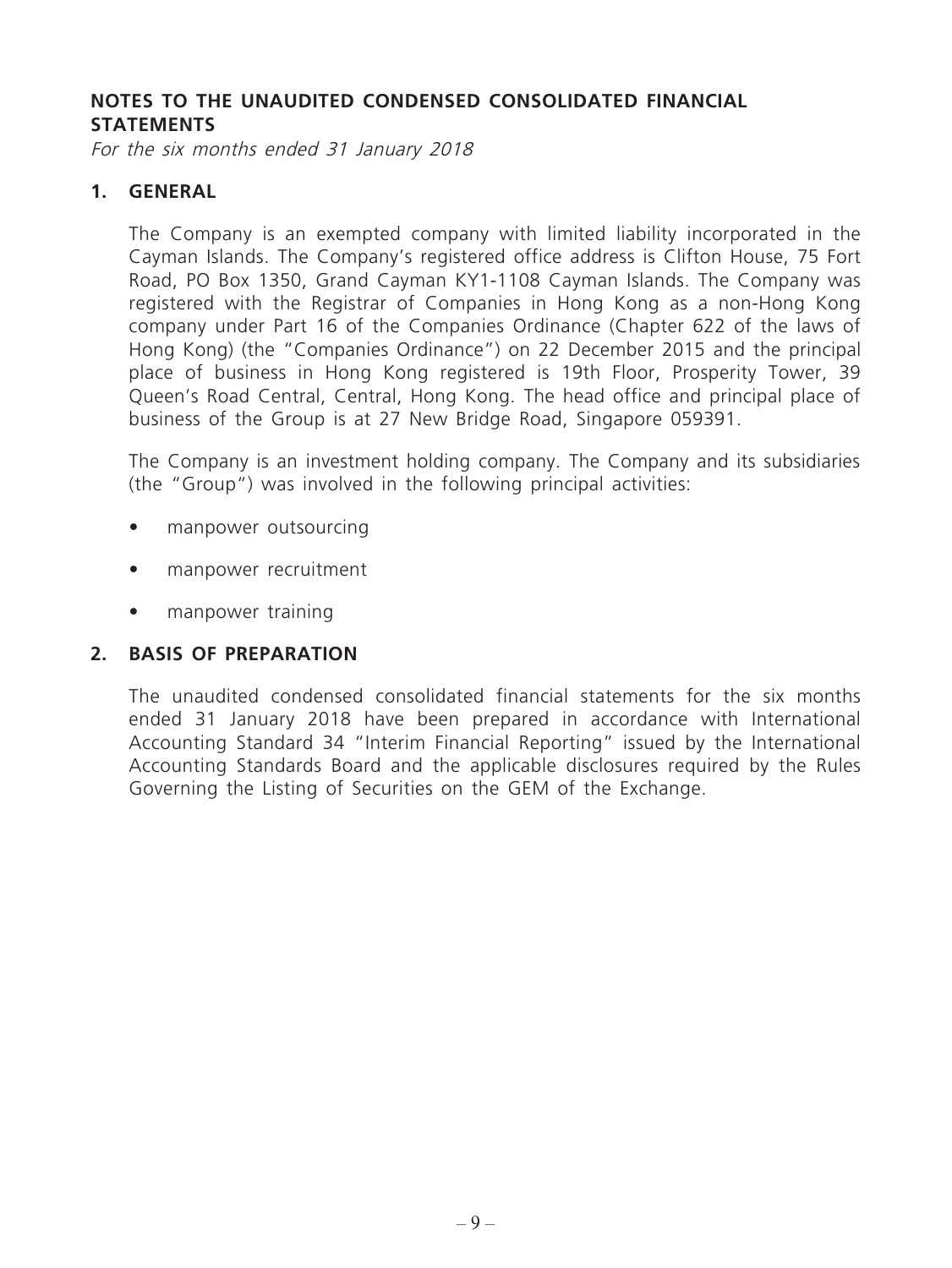# NOTES TO THE UNAUDITED CONDENSED CONSOLIDATED FINANCIAL STATEMENTS

*For the six months ended 31 January 2018*

## 1. GENERAL

The Company is an exempted company with limited liability incorporated in the Cayman Islands. The Company's registered office address is Clifton House, 75 Fort Road, PO Box 1350, Grand Cayman KY1-1108 Cayman Islands. The Company was registered with the Registrar of Companies in Hong Kong as a non-Hong Kong company under Part 16 of the Companies Ordinance (Chapter 622 of the laws of Hong Kong) (the "Companies Ordinance") on 22 December 2015 and the principal place of business in Hong Kong registered is 19th Floor, Prosperity Tower, 39 Queen's Road Central, Central, Hong Kong. The head office and principal place of business of the Group is at 27 New Bridge Road, Singapore 059391.

The Company is an investment holding company. The Company and its subsidiaries (the "Group") was involved in the following principal activities:

- manpower outsourcing
- manpower recruitment
- manpower training

## 2. BASIS OF PREPARATION

The unaudited condensed consolidated financial statements for the six months ended 31 January 2018 have been prepared in accordance with International Accounting Standard 34 "Interim Financial Reporting" issued by the International Accounting Standards Board and the applicable disclosures required by the Rules Governing the Listing of Securities on the GEM of the Exchange.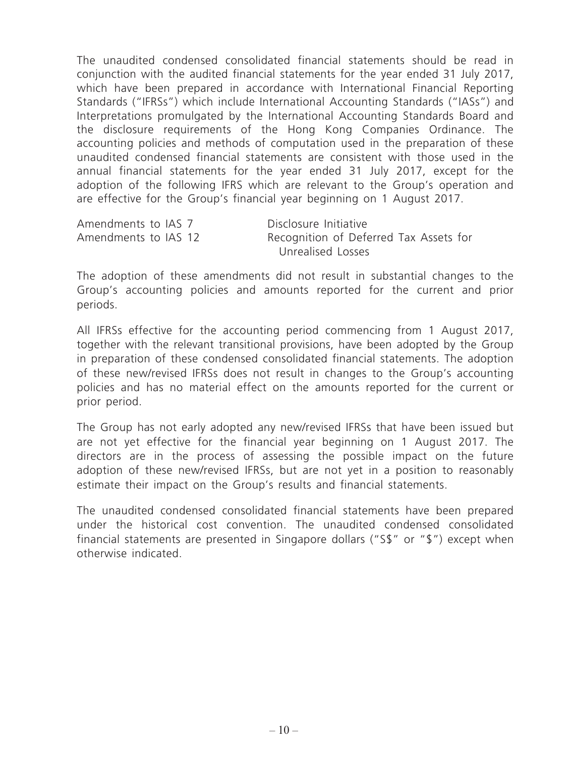The unaudited condensed consolidated financial statements should be read in conjunction with the audited financial statements for the year ended 31 July 2017, which have been prepared in accordance with International Financial Reporting Standards ("IFRSs") which include International Accounting Standards ("IASs") and Interpretations promulgated by the International Accounting Standards Board and the disclosure requirements of the Hong Kong Companies Ordinance. The accounting policies and methods of computation used in the preparation of these unaudited condensed financial statements are consistent with those used in the annual financial statements for the year ended 31 July 2017, except for the adoption of the following IFRS which are relevant to the Group's operation and are effective for the Group's financial year beginning on 1 August 2017.

| | |
|---|---|
| Amendments to IAS 7 | Disclosure Initiative |
| Amendments to IAS 12 | Recognition of Deferred Tax Assets for Unrealised Losses |

The adoption of these amendments did not result in substantial changes to the Group's accounting policies and amounts reported for the current and prior periods.

All IFRSs effective for the accounting period commencing from 1 August 2017, together with the relevant transitional provisions, have been adopted by the Group in preparation of these condensed consolidated financial statements. The adoption of these new/revised IFRSs does not result in changes to the Group's accounting policies and has no material effect on the amounts reported for the current or prior period.

The Group has not early adopted any new/revised IFRSs that have been issued but are not yet effective for the financial year beginning on 1 August 2017. The directors are in the process of assessing the possible impact on the future adoption of these new/revised IFRSs, but are not yet in a position to reasonably estimate their impact on the Group's results and financial statements.

The unaudited condensed consolidated financial statements have been prepared under the historical cost convention. The unaudited condensed consolidated financial statements are presented in Singapore dollars ("S$" or "$") except when otherwise indicated.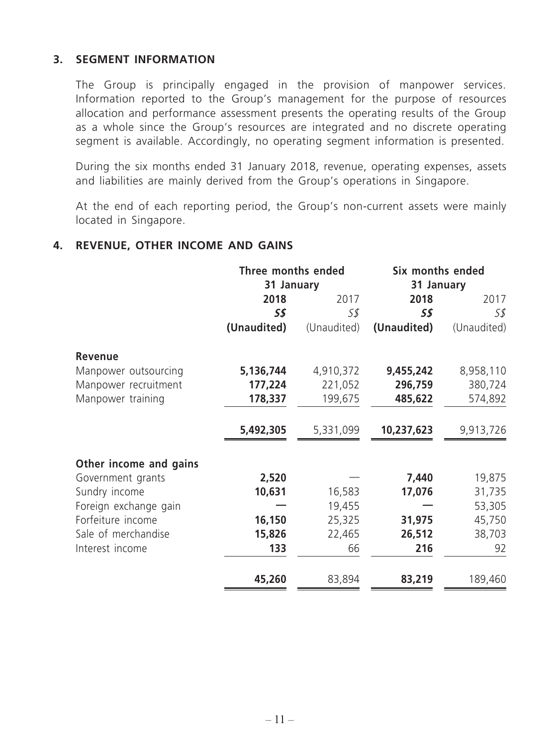## 3. SEGMENT INFORMATION

The Group is principally engaged in the provision of manpower services. Information reported to the Group's management for the purpose of resources allocation and performance assessment presents the operating results of the Group as a whole since the Group's resources are integrated and no discrete operating segment is available. Accordingly, no operating segment information is presented.

During the six months ended 31 January 2018, revenue, operating expenses, assets and liabilities are mainly derived from the Group's operations in Singapore.

At the end of each reporting period, the Group's non-current assets were mainly located in Singapore.

## 4. REVENUE, OTHER INCOME AND GAINS

| | Three months ended 31 January | | Six months ended 31 January | |
|---|---|---|---|---|
| | **2018** | 2017 | **2018** | 2017 |
| | ***S$*** | *S$* | ***S$*** | *S$* |
| | **(Unaudited)** | (Unaudited) | **(Unaudited)** | (Unaudited) |
| **Revenue** | | | | |
| Manpower outsourcing | **5,136,744** | 4,910,372 | **9,455,242** | 8,958,110 |
| Manpower recruitment | **177,224** | 221,052 | **296,759** | 380,724 |
| Manpower training | **178,337** | 199,675 | **485,622** | 574,892 |
| | **5,492,305** | 5,331,099 | **10,237,623** | 9,913,726 |
| **Other income and gains** | | | | |
| Government grants | **2,520** | — | **7,440** | 19,875 |
| Sundry income | **10,631** | 16,583 | **17,076** | 31,735 |
| Foreign exchange gain | **—** | 19,455 | **—** | 53,305 |
| Forfeiture income | **16,150** | 25,325 | **31,975** | 45,750 |
| Sale of merchandise | **15,826** | 22,465 | **26,512** | 38,703 |
| Interest income | **133** | 66 | **216** | 92 |
| | **45,260** | 83,894 | **83,219** | 189,460 |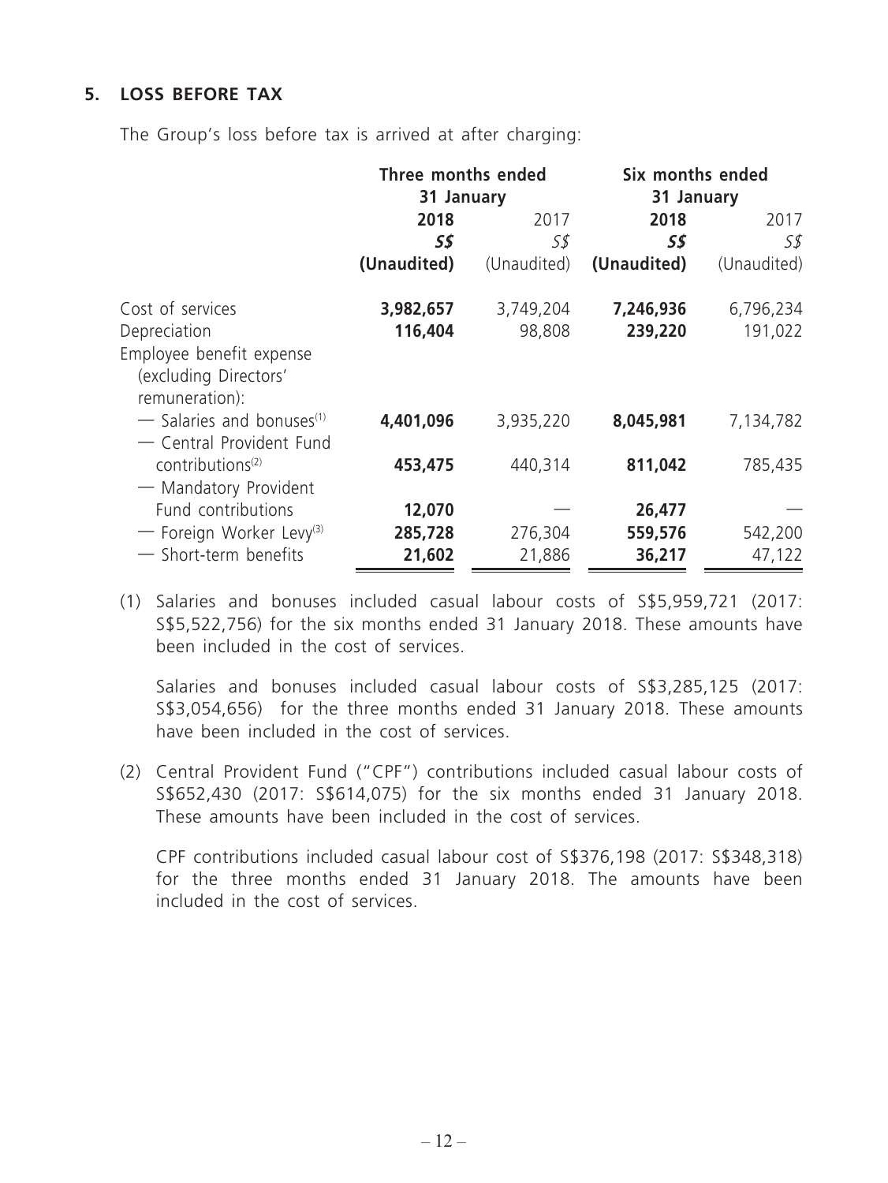## 5. LOSS BEFORE TAX

The Group's loss before tax is arrived at after charging:

| | Three months ended 31 January | | Six months ended 31 January | |
|---|---|---|---|---|
| | **2018** | 2017 | **2018** | 2017 |
| | ***S$*** | *S$* | ***S$*** | *S$* |
| | **(Unaudited)** | (Unaudited) | **(Unaudited)** | (Unaudited) |
| Cost of services | **3,982,657** | 3,749,204 | **7,246,936** | 6,796,234 |
| Depreciation | **116,404** | 98,808 | **239,220** | 191,022 |
| Employee benefit expense (excluding Directors' remuneration): | | | | |
| — Salaries and bonuses[(1)] | **4,401,096** | 3,935,220 | **8,045,981** | 7,134,782 |
| — Central Provident Fund contributions[(2)] | **453,475** | 440,314 | **811,042** | 785,435 |
| — Mandatory Provident Fund contributions | **12,070** | — | **26,477** | — |
| — Foreign Worker Levy[(3)] | **285,728** | 276,304 | **559,576** | 542,200 |
| — Short-term benefits | **21,602** | 21,886 | **36,217** | 47,122 |

(1) Salaries and bonuses included casual labour costs of S$5,959,721 (2017: S$5,522,756) for the six months ended 31 January 2018. These amounts have been included in the cost of services.

Salaries and bonuses included casual labour costs of S$3,285,125 (2017: S$3,054,656) for the three months ended 31 January 2018. These amounts have been included in the cost of services.

(2) Central Provident Fund ("CPF") contributions included casual labour costs of S$652,430 (2017: S$614,075) for the six months ended 31 January 2018. These amounts have been included in the cost of services.

CPF contributions included casual labour cost of S$376,198 (2017: S$348,318) for the three months ended 31 January 2018. The amounts have been included in the cost of services.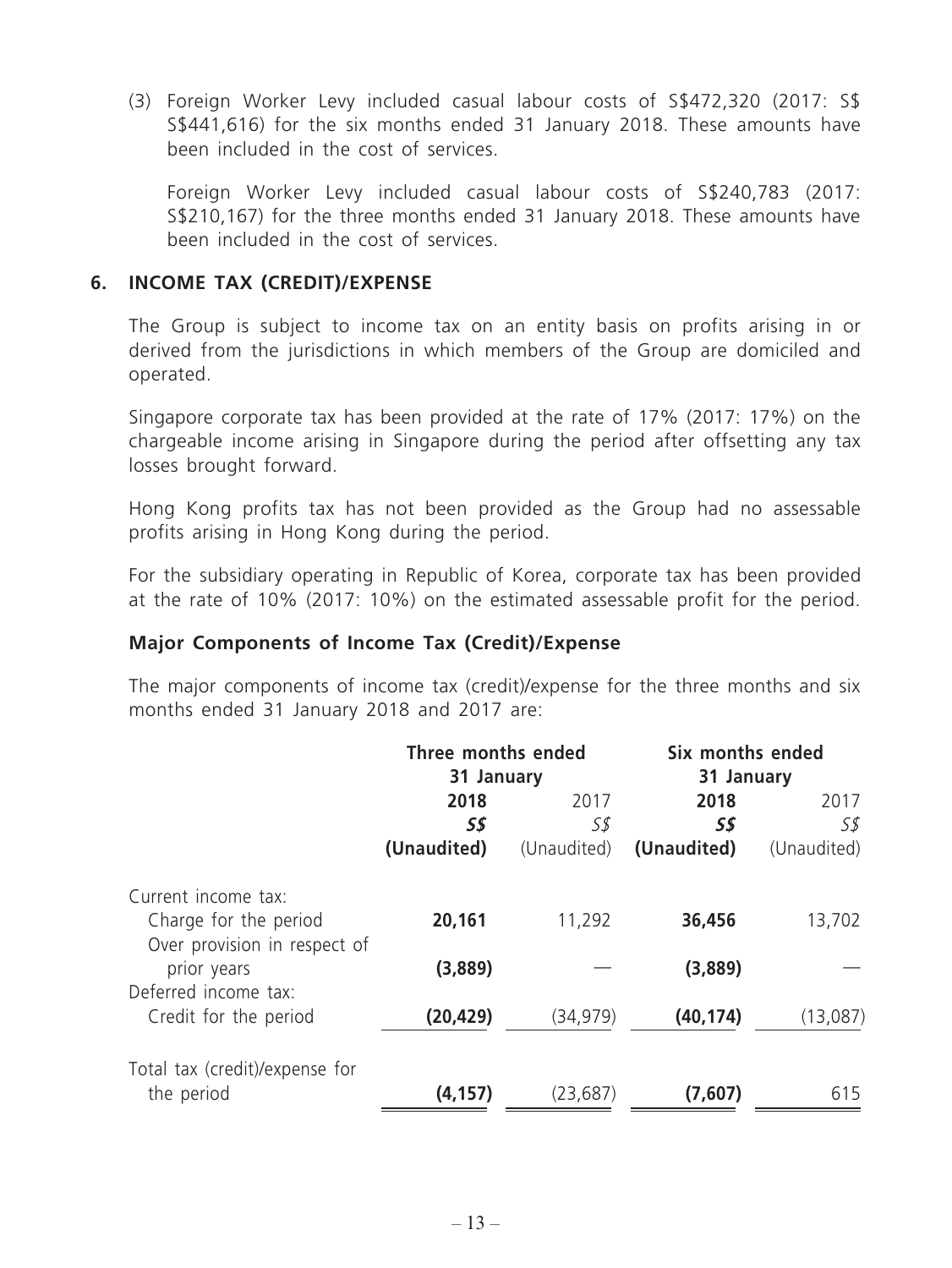(3) Foreign Worker Levy included casual labour costs of S$472,320 (2017: S$ S$441,616) for the six months ended 31 January 2018. These amounts have been included in the cost of services.

Foreign Worker Levy included casual labour costs of S$240,783 (2017: S$210,167) for the three months ended 31 January 2018. These amounts have been included in the cost of services.

## 6. INCOME TAX (CREDIT)/EXPENSE

The Group is subject to income tax on an entity basis on profits arising in or derived from the jurisdictions in which members of the Group are domiciled and operated.

Singapore corporate tax has been provided at the rate of 17% (2017: 17%) on the chargeable income arising in Singapore during the period after offsetting any tax losses brought forward.

Hong Kong profits tax has not been provided as the Group had no assessable profits arising in Hong Kong during the period.

For the subsidiary operating in Republic of Korea, corporate tax has been provided at the rate of 10% (2017: 10%) on the estimated assessable profit for the period.

### Major Components of Income Tax (Credit)/Expense

The major components of income tax (credit)/expense for the three months and six months ended 31 January 2018 and 2017 are:

| | Three months ended 31 January | | Six months ended 31 January | |
|---|---|---|---|---|
| | **2018** | 2017 | **2018** | 2017 |
| | ***S$*** | *S$* | ***S$*** | *S$* |
| | **(Unaudited)** | (Unaudited) | **(Unaudited)** | (Unaudited) |
| Current income tax: | | | | |
| Charge for the period | **20,161** | 11,292 | **36,456** | 13,702 |
| Over provision in respect of prior years | **(3,889)** | — | **(3,889)** | — |
| Deferred income tax: | | | | |
| Credit for the period | **(20,429)** | (34,979) | **(40,174)** | (13,087) |
| Total tax (credit)/expense for the period | **(4,157)** | (23,687) | **(7,607)** | 615 |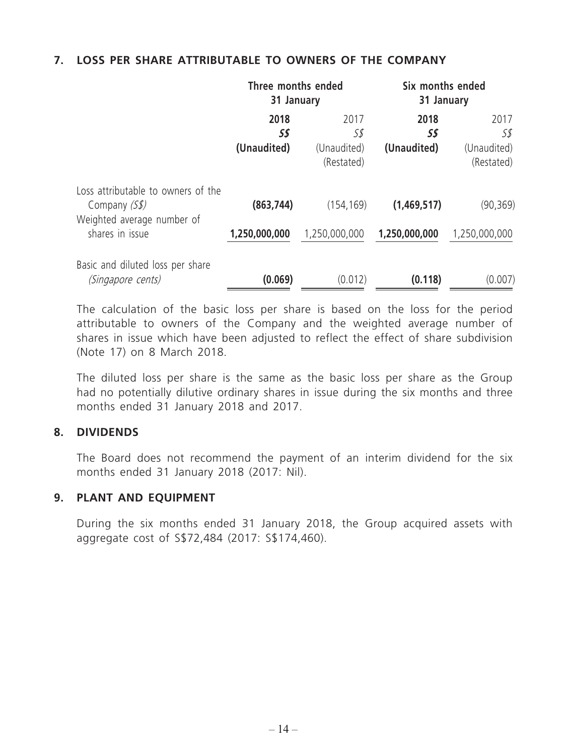## 7. LOSS PER SHARE ATTRIBUTABLE TO OWNERS OF THE COMPANY

| | Three months ended 31 January | | Six months ended 31 January | |
|---|---|---|---|---|
| | **2018** | 2017 | **2018** | 2017 |
| | ***S$*** | *S$* | ***S$*** | *S$* |
| | **(Unaudited)** | (Unaudited) (Restated) | **(Unaudited)** | (Unaudited) (Restated) |
| Loss attributable to owners of the Company *(S$)* | **(863,744)** | (154,169) | **(1,469,517)** | (90,369) |
| Weighted average number of shares in issue | **1,250,000,000** | 1,250,000,000 | **1,250,000,000** | 1,250,000,000 |
| Basic and diluted loss per share *(Singapore cents)* | **(0.069)** | (0.012) | **(0.118)** | (0.007) |

The calculation of the basic loss per share is based on the loss for the period attributable to owners of the Company and the weighted average number of shares in issue which have been adjusted to reflect the effect of share subdivision (Note 17) on 8 March 2018.

The diluted loss per share is the same as the basic loss per share as the Group had no potentially dilutive ordinary shares in issue during the six months and three months ended 31 January 2018 and 2017.

## 8. DIVIDENDS

The Board does not recommend the payment of an interim dividend for the six months ended 31 January 2018 (2017: Nil).

## 9. PLANT AND EQUIPMENT

During the six months ended 31 January 2018, the Group acquired assets with aggregate cost of S$72,484 (2017: S$174,460).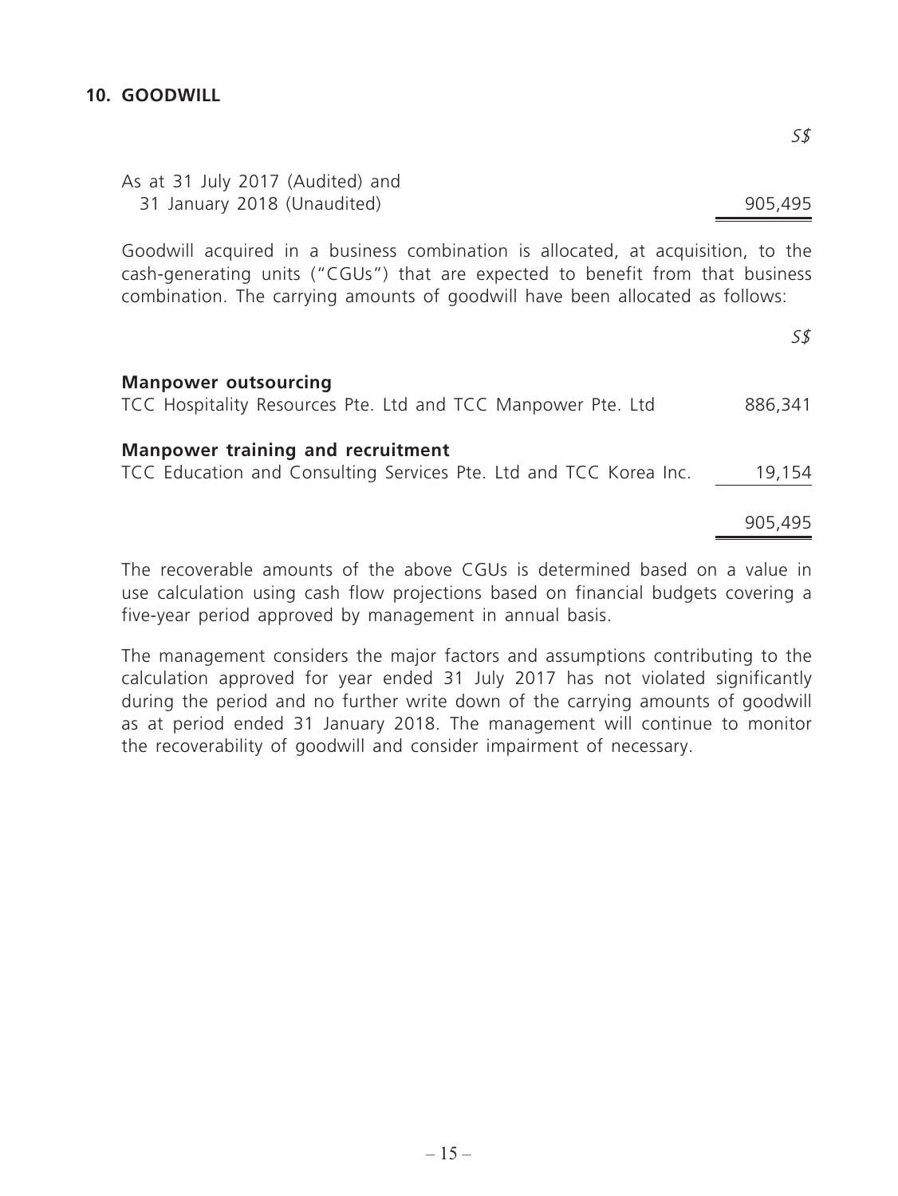## 10. GOODWILL

| | S$ |
|---|---|
| As at 31 July 2017 (Audited) and 31 January 2018 (Unaudited) | 905,495 |

Goodwill acquired in a business combination is allocated, at acquisition, to the cash-generating units ("CGUs") that are expected to benefit from that business combination. The carrying amounts of goodwill have been allocated as follows:

| | S$ |
|---|---|
| **Manpower outsourcing** | |
| TCC Hospitality Resources Pte. Ltd and TCC Manpower Pte. Ltd | 886,341 |
| **Manpower training and recruitment** | |
| TCC Education and Consulting Services Pte. Ltd and TCC Korea Inc. | 19,154 |
| | 905,495 |

The recoverable amounts of the above CGUs is determined based on a value in use calculation using cash flow projections based on financial budgets covering a five-year period approved by management in annual basis.

The management considers the major factors and assumptions contributing to the calculation approved for year ended 31 July 2017 has not violated significantly during the period and no further write down of the carrying amounts of goodwill as at period ended 31 January 2018. The management will continue to monitor the recoverability of goodwill and consider impairment of necessary.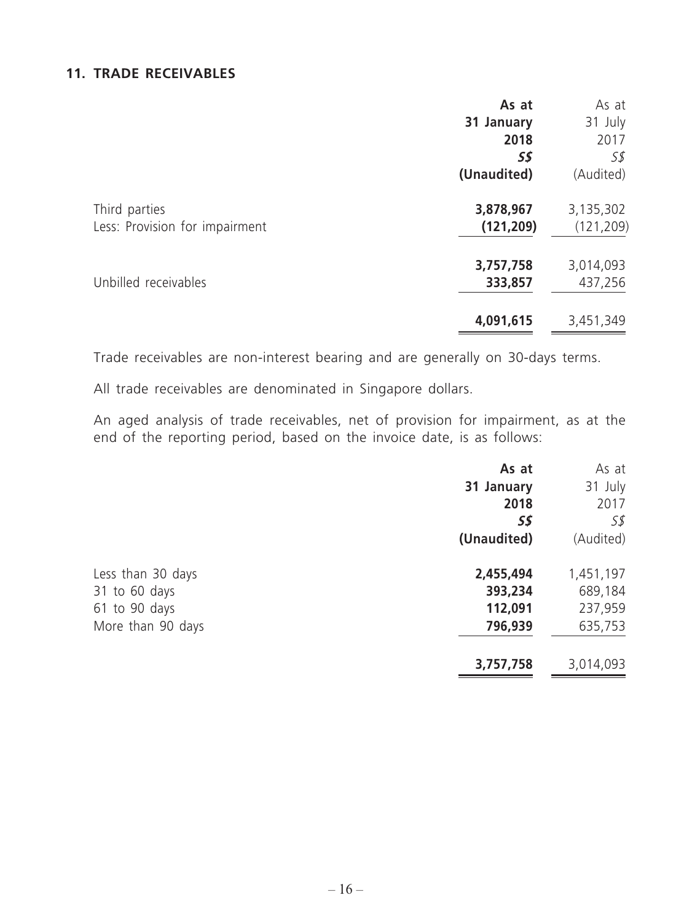## 11. TRADE RECEIVABLES

| | As at 31 January 2018 S$ (Unaudited) | As at 31 July 2017 S$ (Audited) |
|---|---|---|
| Third parties | 3,878,967 | 3,135,302 |
| Less: Provision for impairment | (121,209) | (121,209) |
| | 3,757,758 | 3,014,093 |
| Unbilled receivables | 333,857 | 437,256 |
| | 4,091,615 | 3,451,349 |

Trade receivables are non-interest bearing and are generally on 30-days terms.

All trade receivables are denominated in Singapore dollars.

An aged analysis of trade receivables, net of provision for impairment, as at the end of the reporting period, based on the invoice date, is as follows:

| | As at 31 January 2018 S$ (Unaudited) | As at 31 July 2017 S$ (Audited) |
|---|---|---|
| Less than 30 days | 2,455,494 | 1,451,197 |
| 31 to 60 days | 393,234 | 689,184 |
| 61 to 90 days | 112,091 | 237,959 |
| More than 90 days | 796,939 | 635,753 |
| | 3,757,758 | 3,014,093 |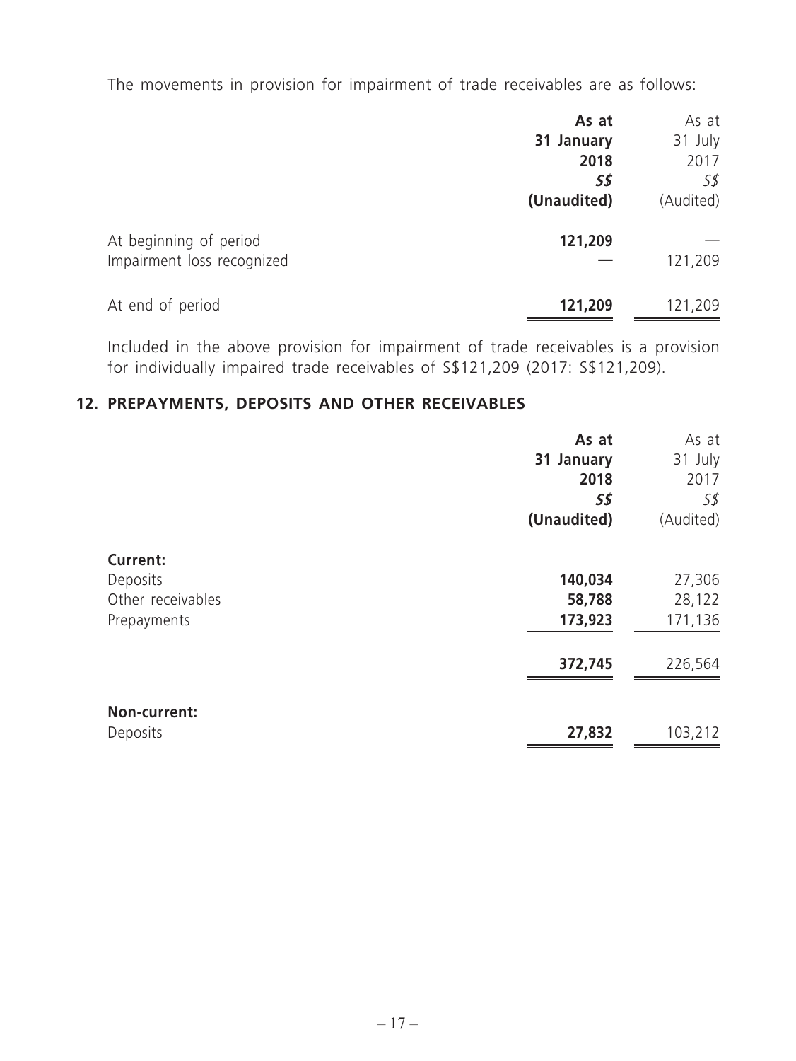The movements in provision for impairment of trade receivables are as follows:

| | As at 31 January 2018 S$ (Unaudited) | As at 31 July 2017 S$ (Audited) |
|---|---|---|
| At beginning of period | 121,209 | — |
| Impairment loss recognized | — | 121,209 |
| At end of period | 121,209 | 121,209 |

Included in the above provision for impairment of trade receivables is a provision for individually impaired trade receivables of S$121,209 (2017: S$121,209).

## 12. PREPAYMENTS, DEPOSITS AND OTHER RECEIVABLES

| | As at 31 January 2018 S$ (Unaudited) | As at 31 July 2017 S$ (Audited) |
|---|---|---|
| **Current:** | | |
| Deposits | 140,034 | 27,306 |
| Other receivables | 58,788 | 28,122 |
| Prepayments | 173,923 | 171,136 |
| | 372,745 | 226,564 |
| **Non-current:** | | |
| Deposits | 27,832 | 103,212 |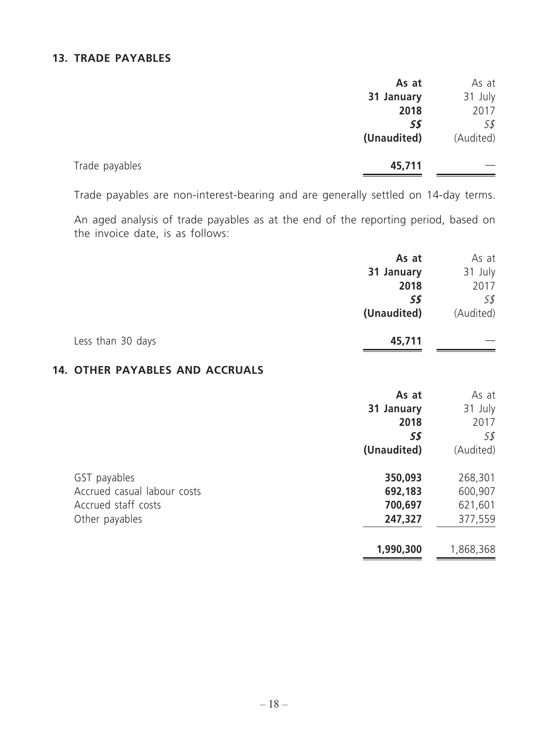## 13. TRADE PAYABLES

| | As at 31 January 2018 S$ (Unaudited) | As at 31 July 2017 S$ (Audited) |
|---|---|---|
| Trade payables | **45,711** | — |

Trade payables are non-interest-bearing and are generally settled on 14-day terms.

An aged analysis of trade payables as at the end of the reporting period, based on the invoice date, is as follows:

| | As at 31 January 2018 S$ (Unaudited) | As at 31 July 2017 S$ (Audited) |
|---|---|---|
| Less than 30 days | **45,711** | — |

## 14. OTHER PAYABLES AND ACCRUALS

| | As at 31 January 2018 S$ (Unaudited) | As at 31 July 2017 S$ (Audited) |
|---|---|---|
| GST payables | **350,093** | 268,301 |
| Accrued casual labour costs | **692,183** | 600,907 |
| Accrued staff costs | **700,697** | 621,601 |
| Other payables | **247,327** | 377,559 |
| | **1,990,300** | 1,868,368 |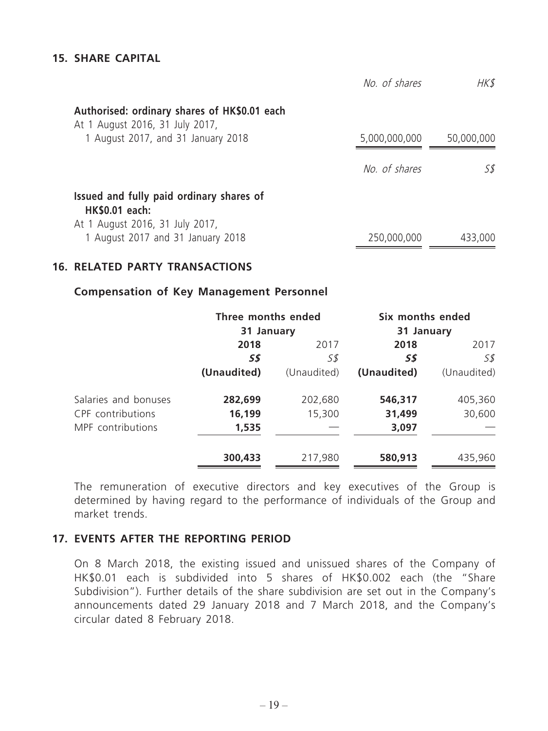## 15. SHARE CAPITAL

| | No. of shares | HK$ |
|---|---|---|
| **Authorised: ordinary shares of HK$0.01 each** | | |
| At 1 August 2016, 31 July 2017, 1 August 2017, and 31 January 2018 | 5,000,000,000 | 50,000,000 |

| | No. of shares | S$ |
|---|---|---|
| **Issued and fully paid ordinary shares of HK$0.01 each:** | | |
| At 1 August 2016, 31 July 2017, 1 August 2017 and 31 January 2018 | 250,000,000 | 433,000 |

## 16. RELATED PARTY TRANSACTIONS

### Compensation of Key Management Personnel

| | Three months ended 31 January | | Six months ended 31 January | |
|---|---|---|---|---|
| | **2018** | 2017 | **2018** | 2017 |
| | **S$** | S$ | **S$** | S$ |
| | **(Unaudited)** | (Unaudited) | **(Unaudited)** | (Unaudited) |
| Salaries and bonuses | **282,699** | 202,680 | **546,317** | 405,360 |
| CPF contributions | **16,199** | 15,300 | **31,499** | 30,600 |
| MPF contributions | **1,535** | — | **3,097** | — |
| | **300,433** | 217,980 | **580,913** | 435,960 |

The remuneration of executive directors and key executives of the Group is determined by having regard to the performance of individuals of the Group and market trends.

## 17. EVENTS AFTER THE REPORTING PERIOD

On 8 March 2018, the existing issued and unissued shares of the Company of HK$0.01 each is subdivided into 5 shares of HK$0.002 each (the "Share Subdivision"). Further details of the share subdivision are set out in the Company's announcements dated 29 January 2018 and 7 March 2018, and the Company's circular dated 8 February 2018.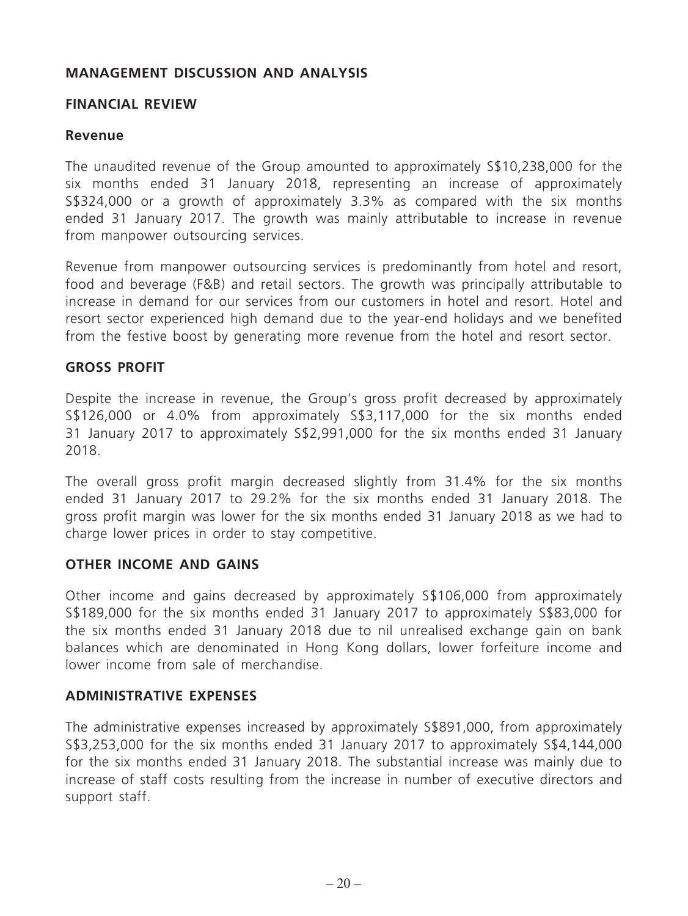## MANAGEMENT DISCUSSION AND ANALYSIS

## FINANCIAL REVIEW

### Revenue

The unaudited revenue of the Group amounted to approximately S$10,238,000 for the six months ended 31 January 2018, representing an increase of approximately S$324,000 or a growth of approximately 3.3% as compared with the six months ended 31 January 2017. The growth was mainly attributable to increase in revenue from manpower outsourcing services.

Revenue from manpower outsourcing services is predominantly from hotel and resort, food and beverage (F&B) and retail sectors. The growth was principally attributable to increase in demand for our services from our customers in hotel and resort. Hotel and resort sector experienced high demand due to the year-end holidays and we benefited from the festive boost by generating more revenue from the hotel and resort sector.

## GROSS PROFIT

Despite the increase in revenue, the Group's gross profit decreased by approximately S$126,000 or 4.0% from approximately S$3,117,000 for the six months ended 31 January 2017 to approximately S$2,991,000 for the six months ended 31 January 2018.

The overall gross profit margin decreased slightly from 31.4% for the six months ended 31 January 2017 to 29.2% for the six months ended 31 January 2018. The gross profit margin was lower for the six months ended 31 January 2018 as we had to charge lower prices in order to stay competitive.

## OTHER INCOME AND GAINS

Other income and gains decreased by approximately S$106,000 from approximately S$189,000 for the six months ended 31 January 2017 to approximately S$83,000 for the six months ended 31 January 2018 due to nil unrealised exchange gain on bank balances which are denominated in Hong Kong dollars, lower forfeiture income and lower income from sale of merchandise.

## ADMINISTRATIVE EXPENSES

The administrative expenses increased by approximately S$891,000, from approximately S$3,253,000 for the six months ended 31 January 2017 to approximately S$4,144,000 for the six months ended 31 January 2018. The substantial increase was mainly due to increase of staff costs resulting from the increase in number of executive directors and support staff.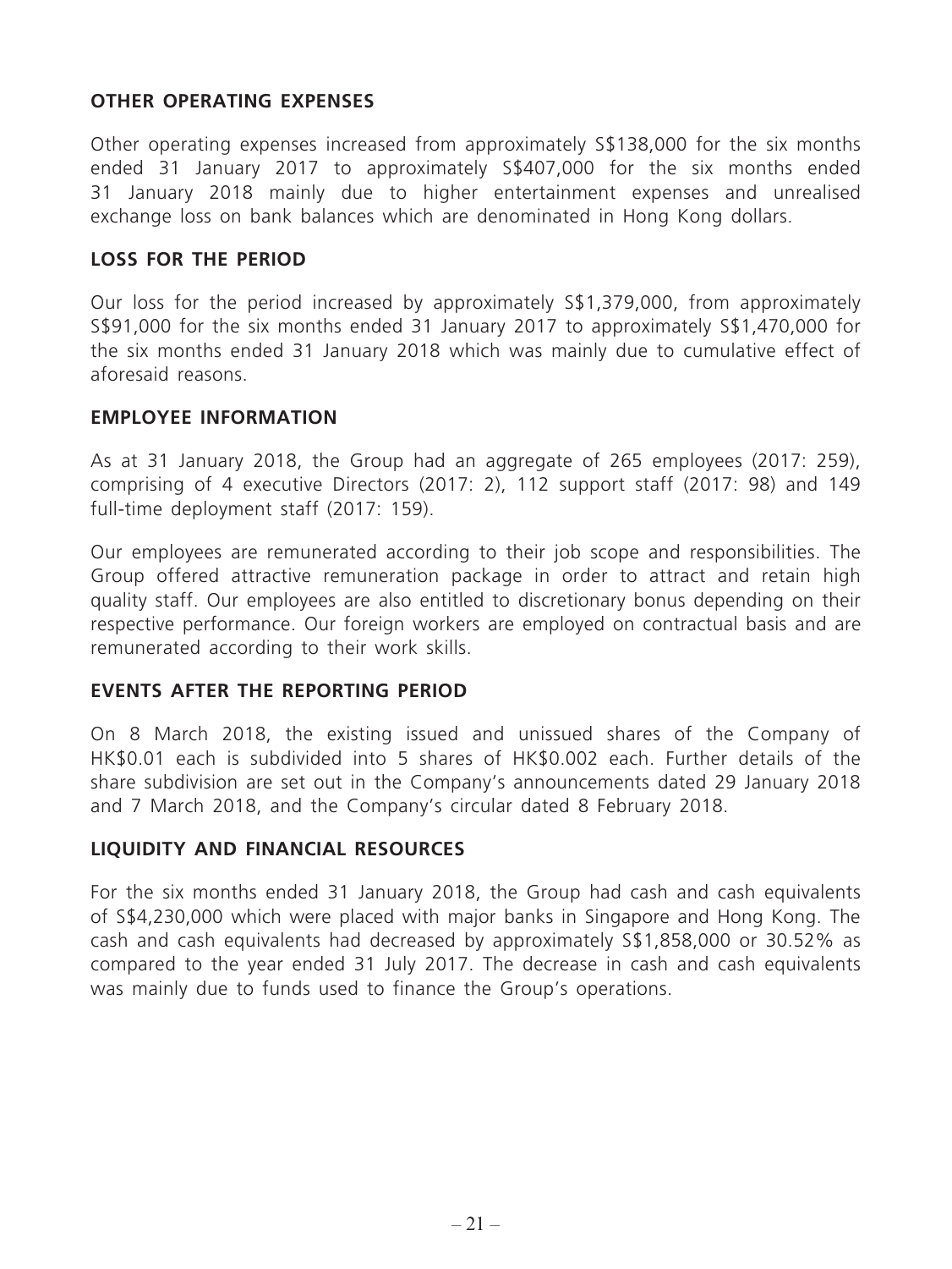## OTHER OPERATING EXPENSES

Other operating expenses increased from approximately S$138,000 for the six months ended 31 January 2017 to approximately S$407,000 for the six months ended 31 January 2018 mainly due to higher entertainment expenses and unrealised exchange loss on bank balances which are denominated in Hong Kong dollars.

## LOSS FOR THE PERIOD

Our loss for the period increased by approximately S$1,379,000, from approximately S$91,000 for the six months ended 31 January 2017 to approximately S$1,470,000 for the six months ended 31 January 2018 which was mainly due to cumulative effect of aforesaid reasons.

## EMPLOYEE INFORMATION

As at 31 January 2018, the Group had an aggregate of 265 employees (2017: 259), comprising of 4 executive Directors (2017: 2), 112 support staff (2017: 98) and 149 full-time deployment staff (2017: 159).

Our employees are remunerated according to their job scope and responsibilities. The Group offered attractive remuneration package in order to attract and retain high quality staff. Our employees are also entitled to discretionary bonus depending on their respective performance. Our foreign workers are employed on contractual basis and are remunerated according to their work skills.

## EVENTS AFTER THE REPORTING PERIOD

On 8 March 2018, the existing issued and unissued shares of the Company of HK$0.01 each is subdivided into 5 shares of HK$0.002 each. Further details of the share subdivision are set out in the Company's announcements dated 29 January 2018 and 7 March 2018, and the Company's circular dated 8 February 2018.

## LIQUIDITY AND FINANCIAL RESOURCES

For the six months ended 31 January 2018, the Group had cash and cash equivalents of S$4,230,000 which were placed with major banks in Singapore and Hong Kong. The cash and cash equivalents had decreased by approximately S$1,858,000 or 30.52% as compared to the year ended 31 July 2017. The decrease in cash and cash equivalents was mainly due to funds used to finance the Group's operations.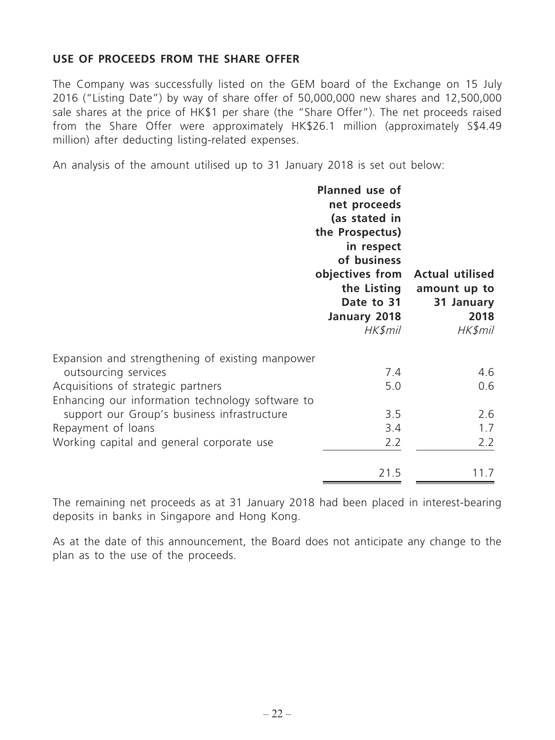**USE OF PROCEEDS FROM THE SHARE OFFER**

The Company was successfully listed on the GEM board of the Exchange on 15 July 2016 ("Listing Date") by way of share offer of 50,000,000 new shares and 12,500,000 sale shares at the price of HK$1 per share (the "Share Offer"). The net proceeds raised from the Share Offer were approximately HK$26.1 million (approximately S$4.49 million) after deducting listing-related expenses.

An analysis of the amount utilised up to 31 January 2018 is set out below:

| | Planned use of net proceeds (as stated in the Prospectus) in respect of business objectives from the Listing Date to 31 January 2018 | Actual utilised amount up to 31 January 2018 |
|---|---|---|
| | *HK$mil* | *HK$mil* |
| Expansion and strengthening of existing manpower outsourcing services | 7.4 | 4.6 |
| Acquisitions of strategic partners | 5.0 | 0.6 |
| Enhancing our information technology software to support our Group's business infrastructure | 3.5 | 2.6 |
| Repayment of loans | 3.4 | 1.7 |
| Working capital and general corporate use | 2.2 | 2.2 |
| | 21.5 | 11.7 |

The remaining net proceeds as at 31 January 2018 had been placed in interest-bearing deposits in banks in Singapore and Hong Kong.

As at the date of this announcement, the Board does not anticipate any change to the plan as to the use of the proceeds.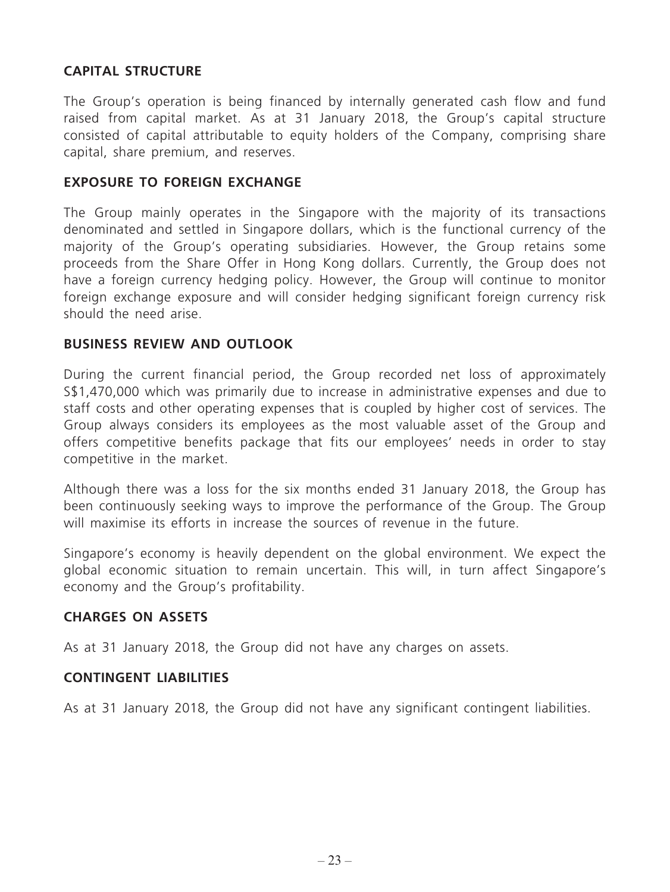## CAPITAL STRUCTURE

The Group's operation is being financed by internally generated cash flow and fund raised from capital market. As at 31 January 2018, the Group's capital structure consisted of capital attributable to equity holders of the Company, comprising share capital, share premium, and reserves.

## EXPOSURE TO FOREIGN EXCHANGE

The Group mainly operates in the Singapore with the majority of its transactions denominated and settled in Singapore dollars, which is the functional currency of the majority of the Group's operating subsidiaries. However, the Group retains some proceeds from the Share Offer in Hong Kong dollars. Currently, the Group does not have a foreign currency hedging policy. However, the Group will continue to monitor foreign exchange exposure and will consider hedging significant foreign currency risk should the need arise.

## BUSINESS REVIEW AND OUTLOOK

During the current financial period, the Group recorded net loss of approximately S$1,470,000 which was primarily due to increase in administrative expenses and due to staff costs and other operating expenses that is coupled by higher cost of services. The Group always considers its employees as the most valuable asset of the Group and offers competitive benefits package that fits our employees' needs in order to stay competitive in the market.

Although there was a loss for the six months ended 31 January 2018, the Group has been continuously seeking ways to improve the performance of the Group. The Group will maximise its efforts in increase the sources of revenue in the future.

Singapore's economy is heavily dependent on the global environment. We expect the global economic situation to remain uncertain. This will, in turn affect Singapore's economy and the Group's profitability.

## CHARGES ON ASSETS

As at 31 January 2018, the Group did not have any charges on assets.

## CONTINGENT LIABILITIES

As at 31 January 2018, the Group did not have any significant contingent liabilities.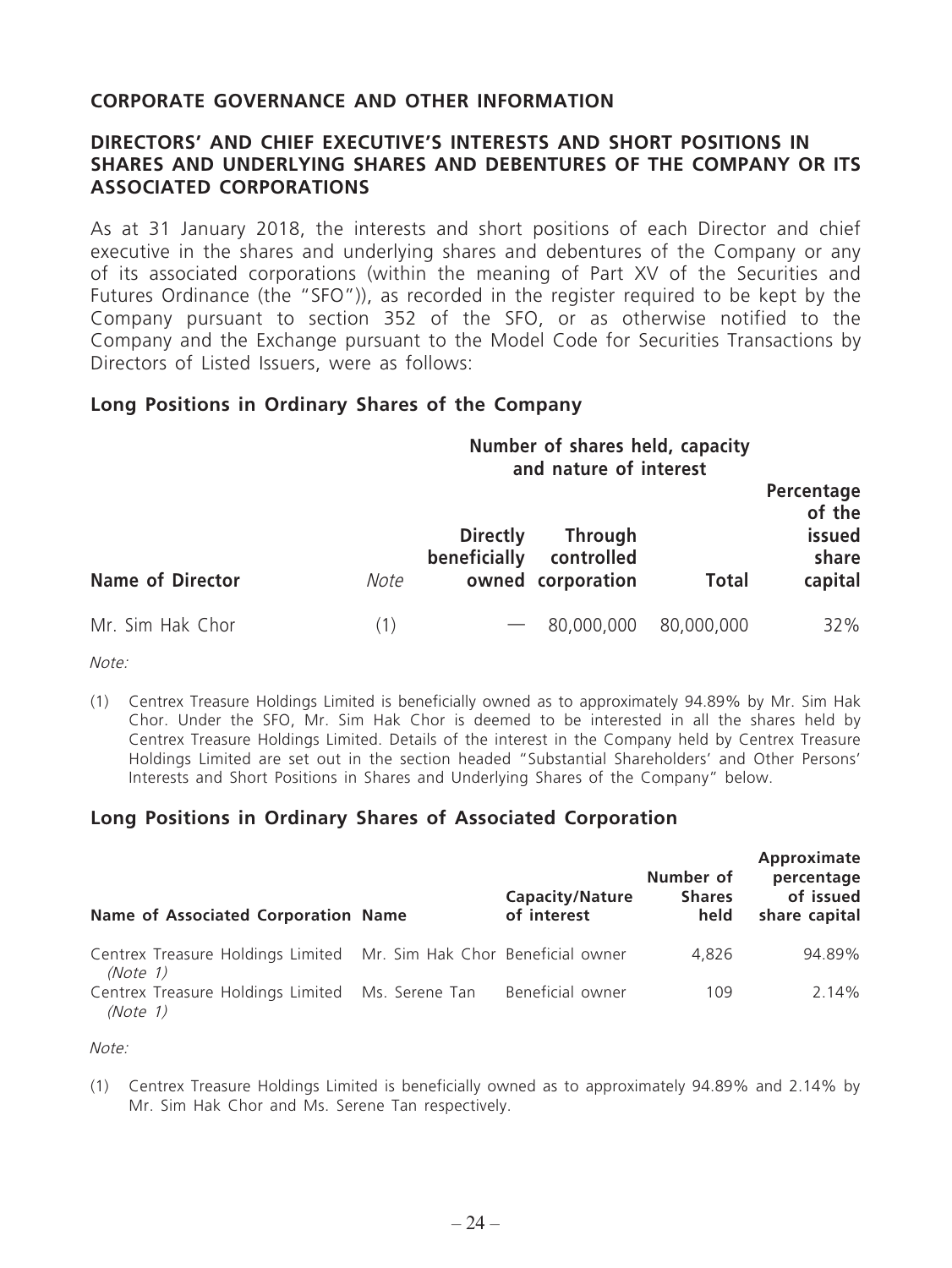## CORPORATE GOVERNANCE AND OTHER INFORMATION

## DIRECTORS' AND CHIEF EXECUTIVE'S INTERESTS AND SHORT POSITIONS IN SHARES AND UNDERLYING SHARES AND DEBENTURES OF THE COMPANY OR ITS ASSOCIATED CORPORATIONS

As at 31 January 2018, the interests and short positions of each Director and chief executive in the shares and underlying shares and debentures of the Company or any of its associated corporations (within the meaning of Part XV of the Securities and Futures Ordinance (the "SFO")), as recorded in the register required to be kept by the Company pursuant to section 352 of the SFO, or as otherwise notified to the Company and the Exchange pursuant to the Model Code for Securities Transactions by Directors of Listed Issuers, were as follows:

### Long Positions in Ordinary Shares of the Company

| | | Number of shares held, capacity and nature of interest | | | |
|---|---|---|---|---|---|
| **Name of Director** | *Note* | **Directly beneficially owned** | **Through controlled corporation** | **Total** | **Percentage of the issued share capital** |
| Mr. Sim Hak Chor | (1) | — | 80,000,000 | 80,000,000 | 32% |

*Note:*

(1) Centrex Treasure Holdings Limited is beneficially owned as to approximately 94.89% by Mr. Sim Hak Chor. Under the SFO, Mr. Sim Hak Chor is deemed to be interested in all the shares held by Centrex Treasure Holdings Limited. Details of the interest in the Company held by Centrex Treasure Holdings Limited are set out in the section headed "Substantial Shareholders' and Other Persons' Interests and Short Positions in Shares and Underlying Shares of the Company" below.

### Long Positions in Ordinary Shares of Associated Corporation

| Name of Associated Corporation | Name | Capacity/Nature of interest | Number of Shares held | Approximate percentage of issued share capital |
|---|---|---|---|---|
| Centrex Treasure Holdings Limited *(Note 1)* | Mr. Sim Hak Chor | Beneficial owner | 4,826 | 94.89% |
| Centrex Treasure Holdings Limited *(Note 1)* | Ms. Serene Tan | Beneficial owner | 109 | 2.14% |

*Note:*

(1) Centrex Treasure Holdings Limited is beneficially owned as to approximately 94.89% and 2.14% by Mr. Sim Hak Chor and Ms. Serene Tan respectively.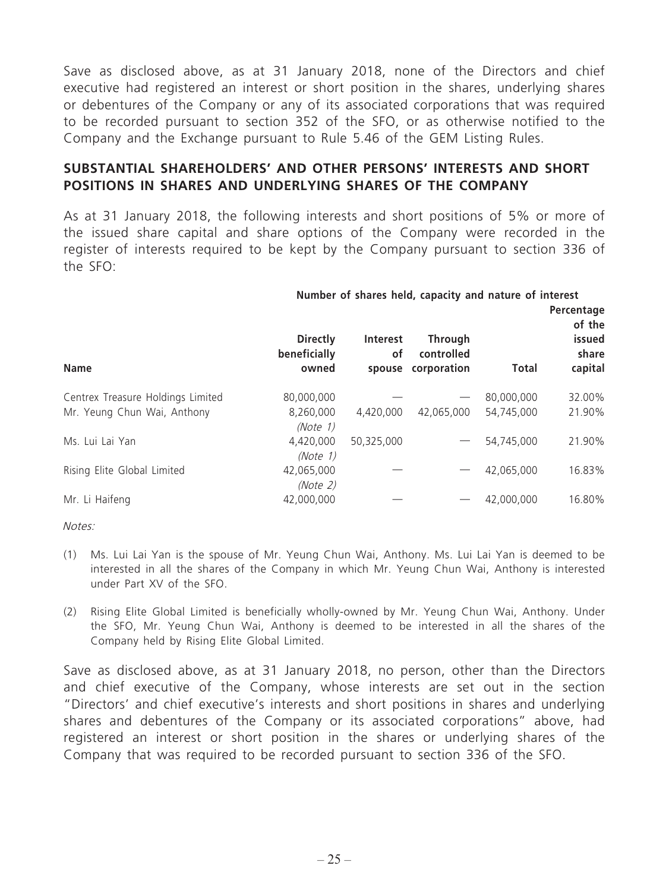Save as disclosed above, as at 31 January 2018, none of the Directors and chief executive had registered an interest or short position in the shares, underlying shares or debentures of the Company or any of its associated corporations that was required to be recorded pursuant to section 352 of the SFO, or as otherwise notified to the Company and the Exchange pursuant to Rule 5.46 of the GEM Listing Rules.

## SUBSTANTIAL SHAREHOLDERS' AND OTHER PERSONS' INTERESTS AND SHORT POSITIONS IN SHARES AND UNDERLYING SHARES OF THE COMPANY

As at 31 January 2018, the following interests and short positions of 5% or more of the issued share capital and share options of the Company were recorded in the register of interests required to be kept by the Company pursuant to section 336 of the SFO:

| | Number of shares held, capacity and nature of interest | | | | |
|---|---|---|---|---|---|
| **Name** | **Directly beneficially owned** | **Interest of spouse** | **Through controlled corporation** | **Total** | **Percentage of the issued share capital** |
| Centrex Treasure Holdings Limited | 80,000,000 | — | — | 80,000,000 | 32.00% |
| Mr. Yeung Chun Wai, Anthony | 8,260,000 *(Note 1)* | 4,420,000 | 42,065,000 | 54,745,000 | 21.90% |
| Ms. Lui Lai Yan | 4,420,000 *(Note 1)* | 50,325,000 | — | 54,745,000 | 21.90% |
| Rising Elite Global Limited | 42,065,000 *(Note 2)* | — | — | 42,065,000 | 16.83% |
| Mr. Li Haifeng | 42,000,000 | — | — | 42,000,000 | 16.80% |

*Notes:*

(1) Ms. Lui Lai Yan is the spouse of Mr. Yeung Chun Wai, Anthony. Ms. Lui Lai Yan is deemed to be interested in all the shares of the Company in which Mr. Yeung Chun Wai, Anthony is interested under Part XV of the SFO.

(2) Rising Elite Global Limited is beneficially wholly-owned by Mr. Yeung Chun Wai, Anthony. Under the SFO, Mr. Yeung Chun Wai, Anthony is deemed to be interested in all the shares of the Company held by Rising Elite Global Limited.

Save as disclosed above, as at 31 January 2018, no person, other than the Directors and chief executive of the Company, whose interests are set out in the section "Directors' and chief executive's interests and short positions in shares and underlying shares and debentures of the Company or its associated corporations" above, had registered an interest or short position in the shares or underlying shares of the Company that was required to be recorded pursuant to section 336 of the SFO.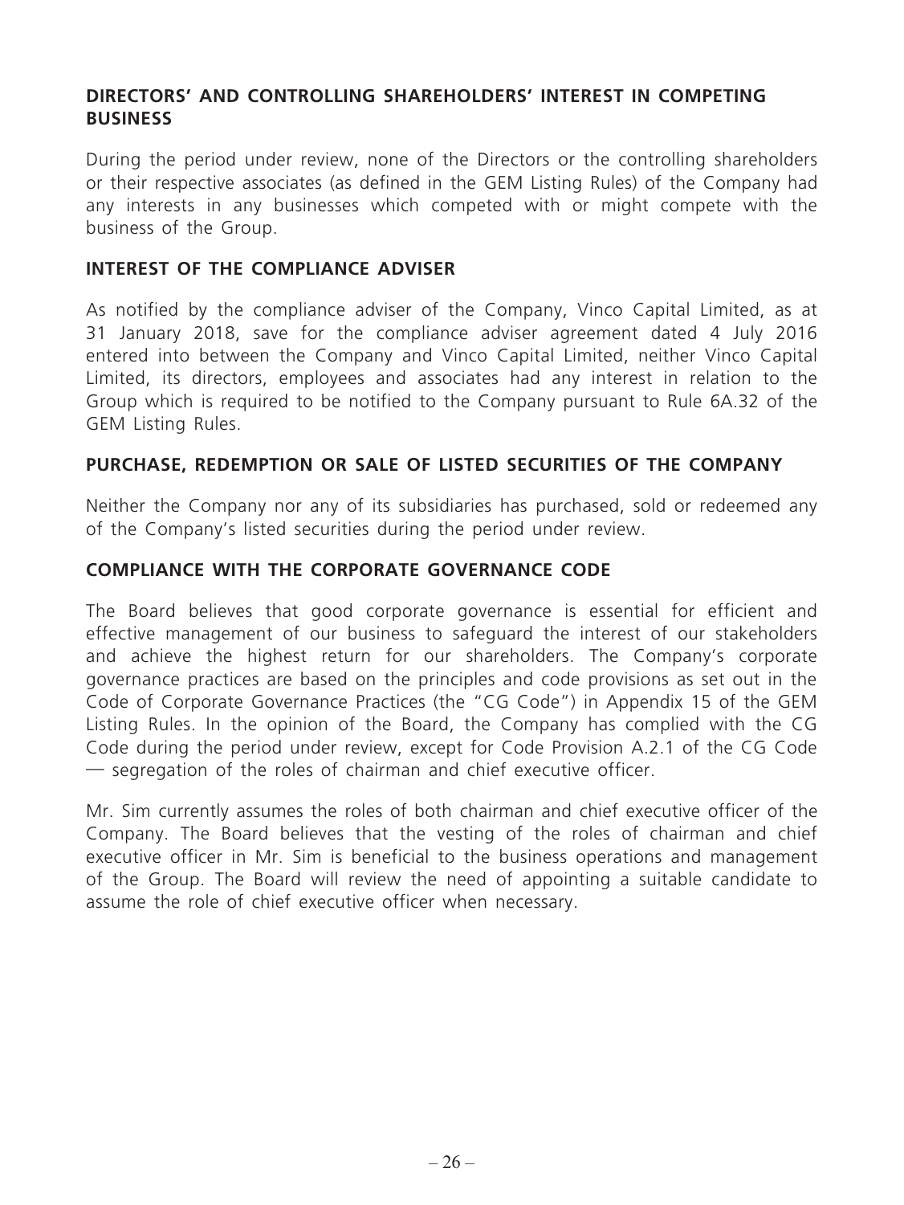## DIRECTORS' AND CONTROLLING SHAREHOLDERS' INTEREST IN COMPETING BUSINESS

During the period under review, none of the Directors or the controlling shareholders or their respective associates (as defined in the GEM Listing Rules) of the Company had any interests in any businesses which competed with or might compete with the business of the Group.

## INTEREST OF THE COMPLIANCE ADVISER

As notified by the compliance adviser of the Company, Vinco Capital Limited, as at 31 January 2018, save for the compliance adviser agreement dated 4 July 2016 entered into between the Company and Vinco Capital Limited, neither Vinco Capital Limited, its directors, employees and associates had any interest in relation to the Group which is required to be notified to the Company pursuant to Rule 6A.32 of the GEM Listing Rules.

## PURCHASE, REDEMPTION OR SALE OF LISTED SECURITIES OF THE COMPANY

Neither the Company nor any of its subsidiaries has purchased, sold or redeemed any of the Company's listed securities during the period under review.

## COMPLIANCE WITH THE CORPORATE GOVERNANCE CODE

The Board believes that good corporate governance is essential for efficient and effective management of our business to safeguard the interest of our stakeholders and achieve the highest return for our shareholders. The Company's corporate governance practices are based on the principles and code provisions as set out in the Code of Corporate Governance Practices (the "CG Code") in Appendix 15 of the GEM Listing Rules. In the opinion of the Board, the Company has complied with the CG Code during the period under review, except for Code Provision A.2.1 of the CG Code — segregation of the roles of chairman and chief executive officer.

Mr. Sim currently assumes the roles of both chairman and chief executive officer of the Company. The Board believes that the vesting of the roles of chairman and chief executive officer in Mr. Sim is beneficial to the business operations and management of the Group. The Board will review the need of appointing a suitable candidate to assume the role of chief executive officer when necessary.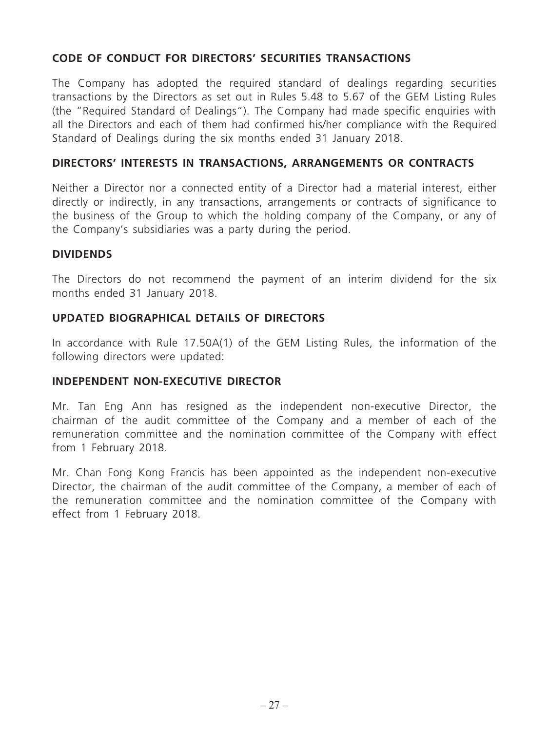## CODE OF CONDUCT FOR DIRECTORS' SECURITIES TRANSACTIONS

The Company has adopted the required standard of dealings regarding securities transactions by the Directors as set out in Rules 5.48 to 5.67 of the GEM Listing Rules (the "Required Standard of Dealings"). The Company had made specific enquiries with all the Directors and each of them had confirmed his/her compliance with the Required Standard of Dealings during the six months ended 31 January 2018.

## DIRECTORS' INTERESTS IN TRANSACTIONS, ARRANGEMENTS OR CONTRACTS

Neither a Director nor a connected entity of a Director had a material interest, either directly or indirectly, in any transactions, arrangements or contracts of significance to the business of the Group to which the holding company of the Company, or any of the Company's subsidiaries was a party during the period.

## DIVIDENDS

The Directors do not recommend the payment of an interim dividend for the six months ended 31 January 2018.

## UPDATED BIOGRAPHICAL DETAILS OF DIRECTORS

In accordance with Rule 17.50A(1) of the GEM Listing Rules, the information of the following directors were updated:

## INDEPENDENT NON-EXECUTIVE DIRECTOR

Mr. Tan Eng Ann has resigned as the independent non-executive Director, the chairman of the audit committee of the Company and a member of each of the remuneration committee and the nomination committee of the Company with effect from 1 February 2018.

Mr. Chan Fong Kong Francis has been appointed as the independent non-executive Director, the chairman of the audit committee of the Company, a member of each of the remuneration committee and the nomination committee of the Company with effect from 1 February 2018.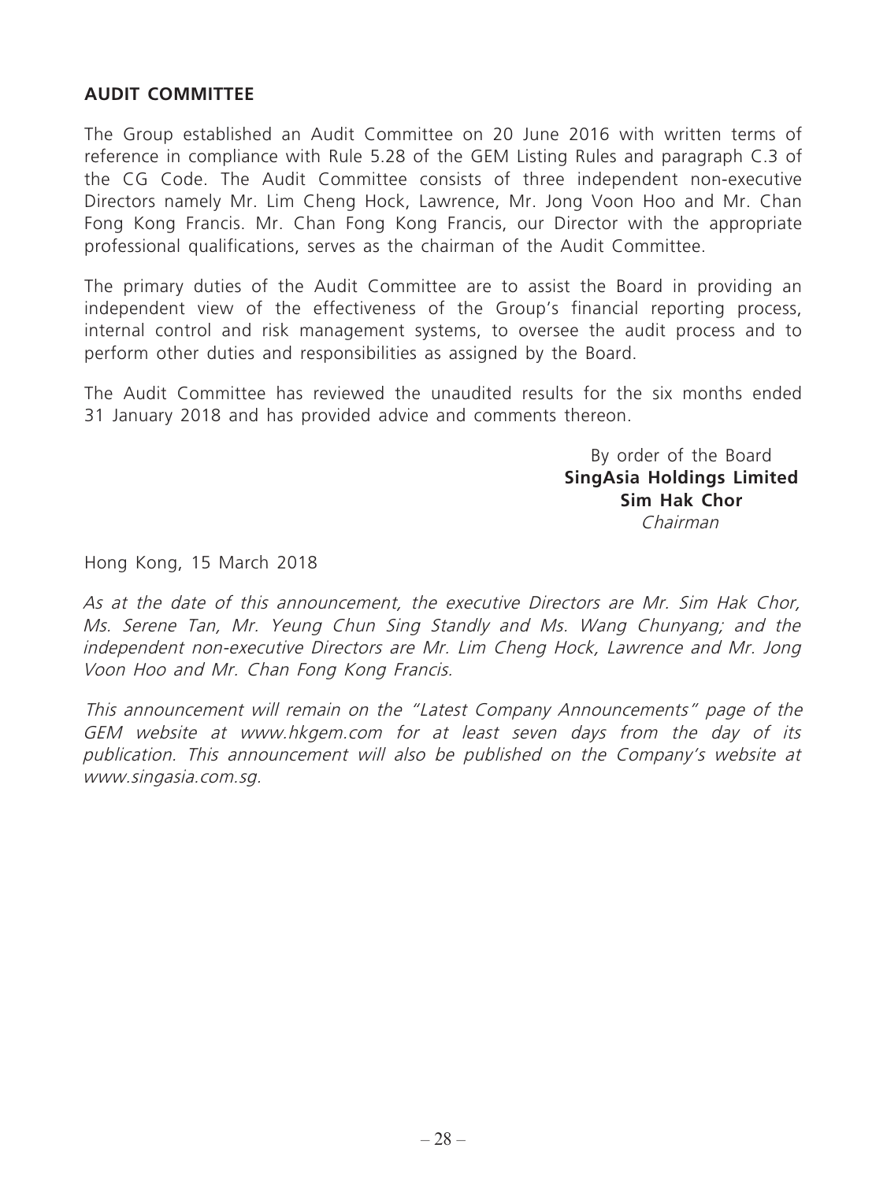## AUDIT COMMITTEE

The Group established an Audit Committee on 20 June 2016 with written terms of reference in compliance with Rule 5.28 of the GEM Listing Rules and paragraph C.3 of the CG Code. The Audit Committee consists of three independent non-executive Directors namely Mr. Lim Cheng Hock, Lawrence, Mr. Jong Voon Hoo and Mr. Chan Fong Kong Francis. Mr. Chan Fong Kong Francis, our Director with the appropriate professional qualifications, serves as the chairman of the Audit Committee.

The primary duties of the Audit Committee are to assist the Board in providing an independent view of the effectiveness of the Group's financial reporting process, internal control and risk management systems, to oversee the audit process and to perform other duties and responsibilities as assigned by the Board.

The Audit Committee has reviewed the unaudited results for the six months ended 31 January 2018 and has provided advice and comments thereon.

By order of the Board
**SingAsia Holdings Limited**
**Sim Hak Chor**
*Chairman*

Hong Kong, 15 March 2018

*As at the date of this announcement, the executive Directors are Mr. Sim Hak Chor, Ms. Serene Tan, Mr. Yeung Chun Sing Standly and Ms. Wang Chunyang; and the independent non-executive Directors are Mr. Lim Cheng Hock, Lawrence and Mr. Jong Voon Hoo and Mr. Chan Fong Kong Francis.*

*This announcement will remain on the "Latest Company Announcements" page of the GEM website at www.hkgem.com for at least seven days from the day of its publication. This announcement will also be published on the Company's website at www.singasia.com.sg.*